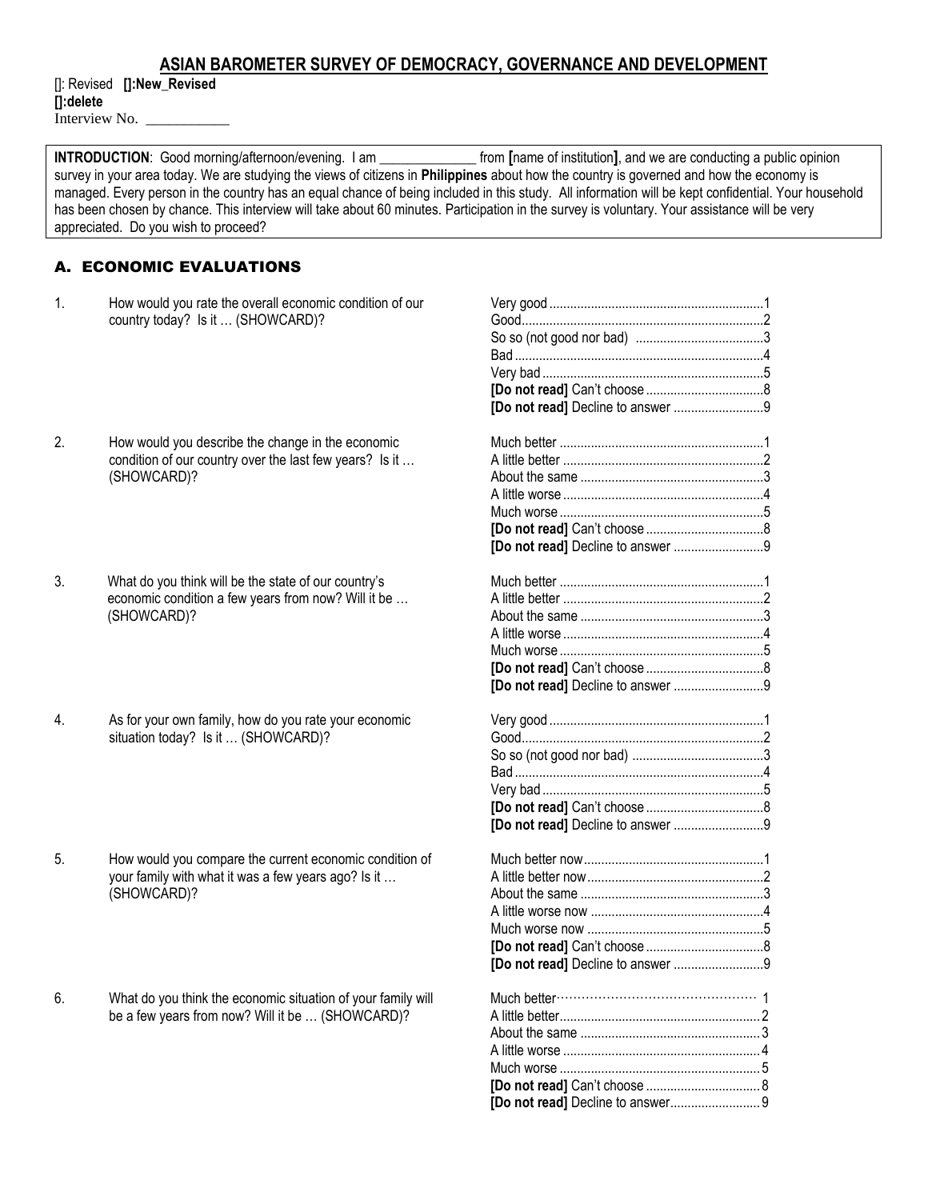# ASIAN BAROMETER SURVEY OF DEMOCRACY, GOVERNANCE AND DEVELOPMENT

[]: Revised **[]:New_Revised**
**[]:delete**
Interview No. ___________

**INTRODUCTION**: Good morning/afternoon/evening. I am ______________ from **[**name of institution**]**, and we are conducting a public opinion survey in your area today. We are studying the views of citizens in **Philippines** about how the country is governed and how the economy is managed. Every person in the country has an equal chance of being included in this study. All information will be kept confidential. Your household has been chosen by chance. This interview will take about 60 minutes. Participation in the survey is voluntary. Your assistance will be very appreciated. Do you wish to proceed?

## A. ECONOMIC EVALUATIONS

1. How would you rate the overall economic condition of our country today? Is it … (SHOWCARD)?

   - Very good ....................1
   - Good ....................2
   - So so (not good nor bad) ....................3
   - Bad ....................4
   - Very bad ....................5
   - **[Do not read]** Can't choose ....................8
   - **[Do not read]** Decline to answer ....................9

2. How would you describe the change in the economic condition of our country over the last few years? Is it … (SHOWCARD)?

   - Much better ....................1
   - A little better ....................2
   - About the same ....................3
   - A little worse ....................4
   - Much worse ....................5
   - **[Do not read]** Can't choose ....................8
   - **[Do not read]** Decline to answer ....................9

3. What do you think will be the state of our country's economic condition a few years from now? Will it be … (SHOWCARD)?

   - Much better ....................1
   - A little better ....................2
   - About the same ....................3
   - A little worse ....................4
   - Much worse ....................5
   - **[Do not read]** Can't choose ....................8
   - **[Do not read]** Decline to answer ....................9

4. As for your own family, how do you rate your economic situation today? Is it … (SHOWCARD)?

   - Very good ....................1
   - Good ....................2
   - So so (not good nor bad) ....................3
   - Bad ....................4
   - Very bad ....................5
   - **[Do not read]** Can't choose ....................8
   - **[Do not read]** Decline to answer ....................9

5. How would you compare the current economic condition of your family with what it was a few years ago? Is it … (SHOWCARD)?

   - Much better now ....................1
   - A little better now ....................2
   - About the same ....................3
   - A little worse now ....................4
   - Much worse now ....................5
   - **[Do not read]** Can't choose ....................8
   - **[Do not read]** Decline to answer ....................9

6. What do you think the economic situation of your family will be a few years from now? Will it be … (SHOWCARD)?

   - Much better ....................1
   - A little better ....................2
   - About the same ....................3
   - A little worse ....................4
   - Much worse ....................5
   - **[Do not read]** Can't choose ....................8
   - **[Do not read]** Decline to answer ....................9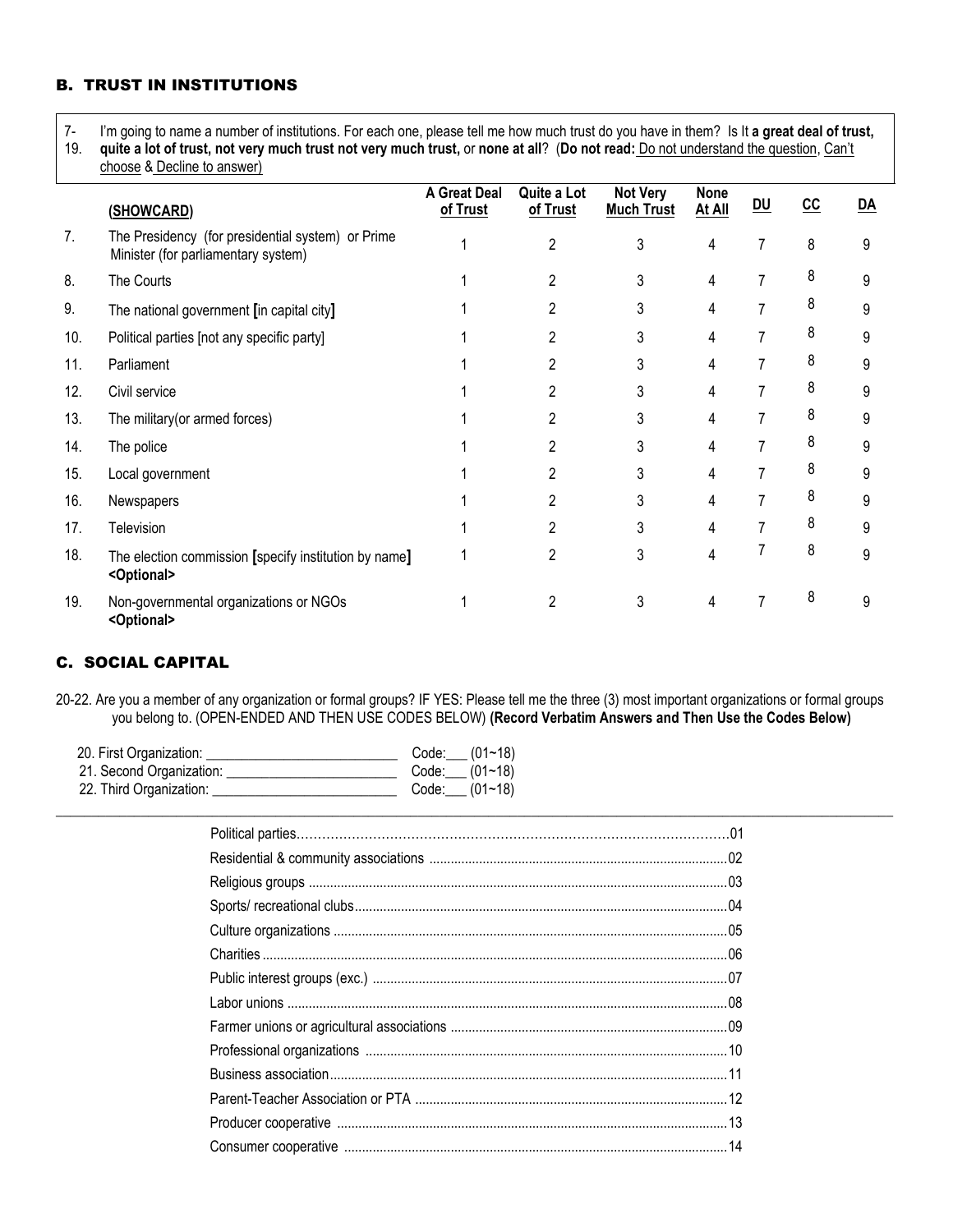## B. TRUST IN INSTITUTIONS

7-19. I'm going to name a number of institutions. For each one, please tell me how much trust do you have in them? Is It **a great deal of trust, quite a lot of trust, not very much trust not very much trust,** or **none at all**? (**Do not read:** Do not understand the question, Can't choose & Decline to answer)

| | (SHOWCARD) | A Great Deal of Trust | Quite a Lot of Trust | Not Very Much Trust | None At All | DU | CC | DA |
|---|---|---|---|---|---|---|---|---|
| 7. | The Presidency (for presidential system) or Prime Minister (for parliamentary system) | 1 | 2 | 3 | 4 | 7 | 8 | 9 |
| 8. | The Courts | 1 | 2 | 3 | 4 | 7 | 8 | 9 |
| 9. | The national government [in capital city] | 1 | 2 | 3 | 4 | 7 | 8 | 9 |
| 10. | Political parties [not any specific party] | 1 | 2 | 3 | 4 | 7 | 8 | 9 |
| 11. | Parliament | 1 | 2 | 3 | 4 | 7 | 8 | 9 |
| 12. | Civil service | 1 | 2 | 3 | 4 | 7 | 8 | 9 |
| 13. | The military(or armed forces) | 1 | 2 | 3 | 4 | 7 | 8 | 9 |
| 14. | The police | 1 | 2 | 3 | 4 | 7 | 8 | 9 |
| 15. | Local government | 1 | 2 | 3 | 4 | 7 | 8 | 9 |
| 16. | Newspapers | 1 | 2 | 3 | 4 | 7 | 8 | 9 |
| 17. | Television | 1 | 2 | 3 | 4 | 7 | 8 | 9 |
| 18. | The election commission [specify institution by name] **<Optional>** | 1 | 2 | 3 | 4 | 7 | 8 | 9 |
| 19. | Non-governmental organizations or NGOs **<Optional>** | 1 | 2 | 3 | 4 | 7 | 8 | 9 |

## C. SOCIAL CAPITAL

20-22. Are you a member of any organization or formal groups? IF YES: Please tell me the three (3) most important organizations or formal groups you belong to. (OPEN-ENDED AND THEN USE CODES BELOW) **(Record Verbatim Answers and Then Use the Codes Below)**

20. First Organization: ____________________ Code:___ (01~18)
21. Second Organization: ____________________ Code:___ (01~18)
22. Third Organization: ____________________ Code:___ (01~18)

---

Political parties……………………………………………………………01
Residential & community associations ……………………………………02
Religious groups ……………………………………………………………03
Sports/ recreational clubs……………………………………………………04
Culture organizations ………………………………………………………05
Charities ……………………………………………………………………06
Public interest groups (exc.) ………………………………………………07
Labor unions ………………………………………………………………08
Farmer unions or agricultural associations ………………………………09
Professional organizations …………………………………………………10
Business association…………………………………………………………11
Parent-Teacher Association or PTA ………………………………………12
Producer cooperative ………………………………………………………13
Consumer cooperative ………………………………………………………14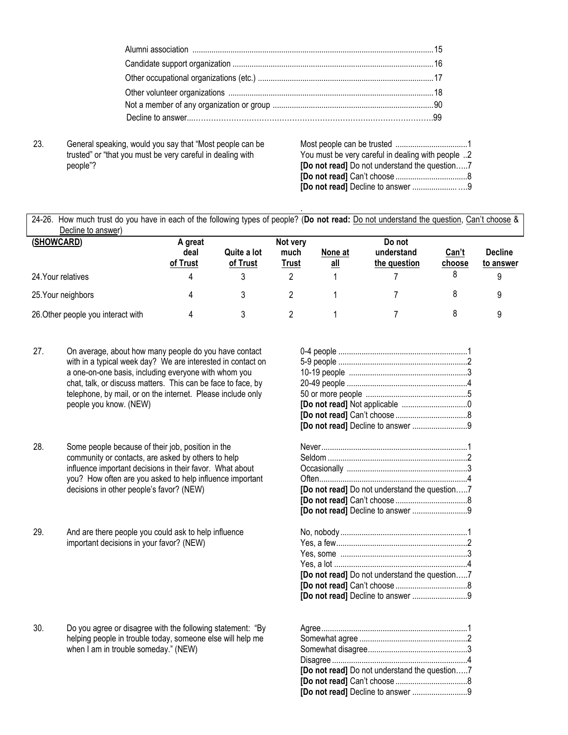| | |
|---|---|
| Alumni association | 15 |
| Candidate support organization | 16 |
| Other occupational organizations (etc.) | 17 |
| Other volunteer organizations | 18 |
| Not a member of any organization or group | 90 |
| Decline to answer | 99 |

23. General speaking, would you say that "Most people can be trusted" or "that you must be very careful in dealing with people"?

| | |
|---|---|
| Most people can be trusted | 1 |
| You must be very careful in dealing with people | 2 |
| **[Do not read]** Do not understand the question | 7 |
| **[Do not read]** Can't choose | 8 |
| **[Do not read]** Decline to answer | 9 |

24-26. How much trust do you have in each of the following types of people? (**Do not read:** Do not understand the question, Can't choose & Decline to answer)

| **(SHOWCARD)** | **A great deal of Trust** | **Quite a lot of Trust** | **Not very much Trust** | **None at all** | **Do not understand the question** | **Can't choose** | **Decline to answer** |
|---|---|---|---|---|---|---|---|
| 24. Your relatives | 4 | 3 | 2 | 1 | 7 | 8 | 9 |
| 25. Your neighbors | 4 | 3 | 2 | 1 | 7 | 8 | 9 |
| 26. Other people you interact with | 4 | 3 | 2 | 1 | 7 | 8 | 9 |

27. On average, about how many people do you have contact with in a typical week day? We are interested in contact on a one-on-one basis, including everyone with whom you chat, talk, or discuss matters. This can be face to face, by telephone, by mail, or on the internet. Please include only people you know. (NEW)

| | |
|---|---|
| 0-4 people | 1 |
| 5-9 people | 2 |
| 10-19 people | 3 |
| 20-49 people | 4 |
| 50 or more people | 5 |
| **[Do not read]** Not applicable | 0 |
| **[Do not read]** Can't choose | 8 |
| **[Do not read]** Decline to answer | 9 |

28. Some people because of their job, position in the community or contacts, are asked by others to help influence important decisions in their favor. What about you? How often are you asked to help influence important decisions in other people's favor? (NEW)

| | |
|---|---|
| Never | 1 |
| Seldom | 2 |
| Occasionally | 3 |
| Often | 4 |
| **[Do not read]** Do not understand the question | 7 |
| **[Do not read]** Can't choose | 8 |
| **[Do not read]** Decline to answer | 9 |

29. And are there people you could ask to help influence important decisions in your favor? (NEW)

| | |
|---|---|
| No, nobody | 1 |
| Yes, a few | 2 |
| Yes, some | 3 |
| Yes, a lot | 4 |
| **[Do not read]** Do not understand the question | 7 |
| **[Do not read]** Can't choose | 8 |
| **[Do not read]** Decline to answer | 9 |

30. Do you agree or disagree with the following statement: "By helping people in trouble today, someone else will help me when I am in trouble someday." (NEW)

| | |
|---|---|
| Agree | 1 |
| Somewhat agree | 2 |
| Somewhat disagree | 3 |
| Disagree | 4 |
| **[Do not read]** Do not understand the question | 7 |
| **[Do not read]** Can't choose | 8 |
| **[Do not read]** Decline to answer | 9 |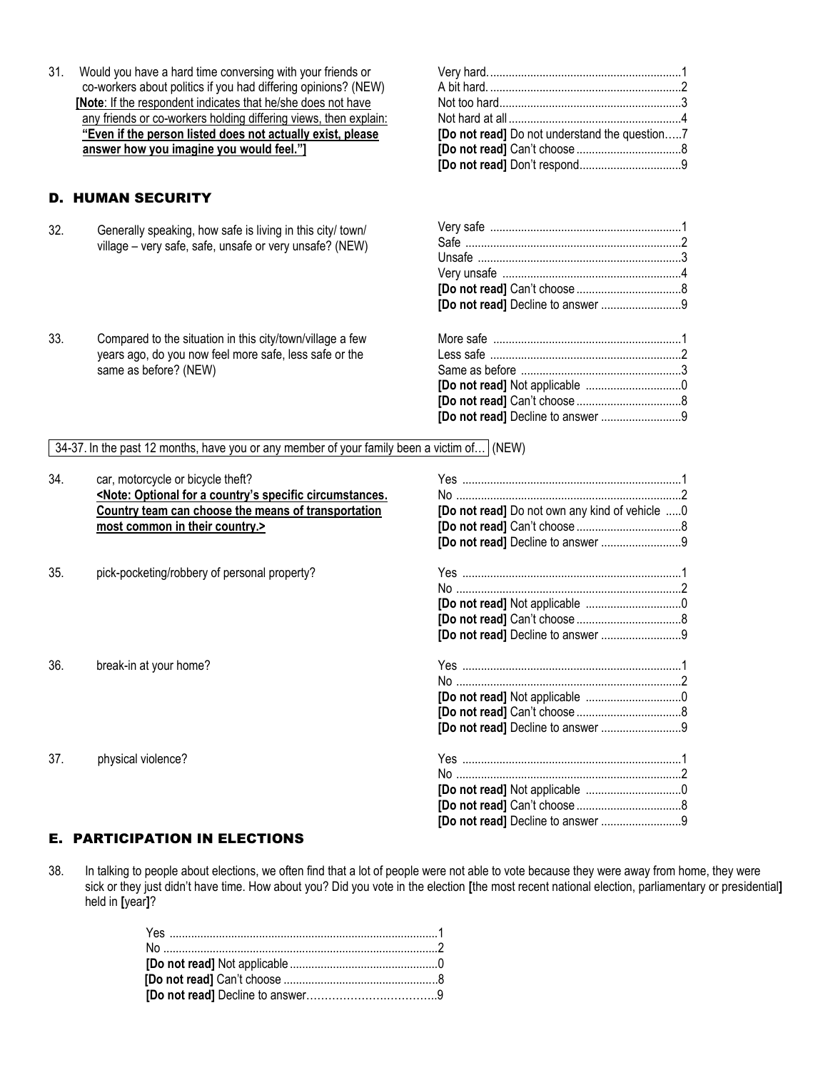31. Would you have a hard time conversing with your friends or co-workers about politics if you had differing opinions? (NEW)
**[Note**: If the respondent indicates that he/she does not have any friends or co-workers holding differing views, then explain: **"Even if the person listed does not actually exist, please answer how you imagine you would feel."]**

- Very hard.....1
- A bit hard.....2
- Not too hard.....3
- Not hard at all.....4
- **[Do not read]** Do not understand the question.....7
- **[Do not read]** Can't choose.....8
- **[Do not read]** Don't respond.....9

## D. HUMAN SECURITY

32. Generally speaking, how safe is living in this city/ town/ village – very safe, safe, unsafe or very unsafe? (NEW)

- Very safe.....1
- Safe.....2
- Unsafe.....3
- Very unsafe.....4
- **[Do not read]** Can't choose.....8
- **[Do not read]** Decline to answer.....9

33. Compared to the situation in this city/town/village a few years ago, do you now feel more safe, less safe or the same as before? (NEW)

- More safe.....1
- Less safe.....2
- Same as before.....3
- **[Do not read]** Not applicable.....0
- **[Do not read]** Can't choose.....8
- **[Do not read]** Decline to answer.....9

34-37. In the past 12 months, have you or any member of your family been a victim of… (NEW)

34. car, motorcycle or bicycle theft?
**<Note: Optional for a country's specific circumstances. Country team can choose the means of transportation most common in their country.>**

- Yes.....1
- No.....2
- **[Do not read]** Do not own any kind of vehicle.....0
- **[Do not read]** Can't choose.....8
- **[Do not read]** Decline to answer.....9

35. pick-pocketing/robbery of personal property?

- Yes.....1
- No.....2
- **[Do not read]** Not applicable.....0
- **[Do not read]** Can't choose.....8
- **[Do not read]** Decline to answer.....9

36. break-in at your home?

- Yes.....1
- No.....2
- **[Do not read]** Not applicable.....0
- **[Do not read]** Can't choose.....8
- **[Do not read]** Decline to answer.....9

37. physical violence?

- Yes.....1
- No.....2
- **[Do not read]** Not applicable.....0
- **[Do not read]** Can't choose.....8
- **[Do not read]** Decline to answer.....9

## E. PARTICIPATION IN ELECTIONS

38. In talking to people about elections, we often find that a lot of people were not able to vote because they were away from home, they were sick or they just didn't have time. How about you? Did you vote in the election **[**the most recent national election, parliamentary or presidential**]** held in **[**year**]**?

- Yes.....1
- No.....2
- **[Do not read]** Not applicable.....0
- **[Do not read]** Can't choose.....8
- **[Do not read]** Decline to answer.....9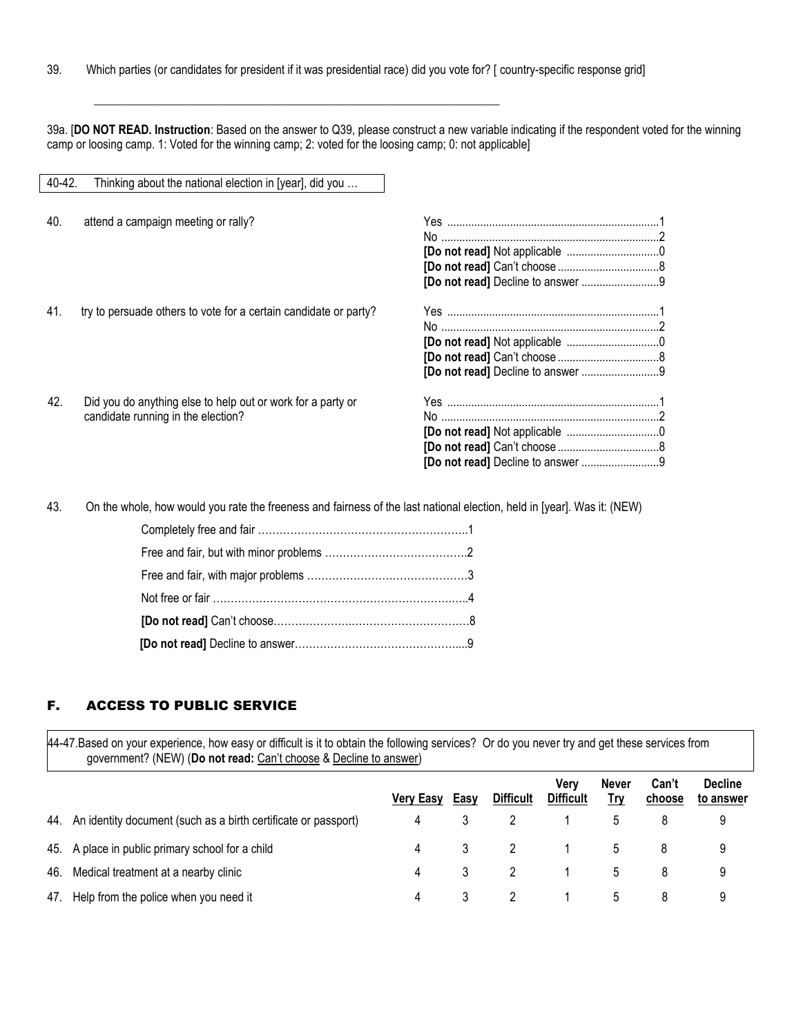39. Which parties (or candidates for president if it was presidential race) did you vote for? [ country-specific response grid]

\_\_\_\_\_\_\_\_\_\_\_\_\_\_\_\_\_\_\_\_\_\_\_\_\_\_\_\_\_\_\_\_\_\_\_\_\_\_\_\_\_\_\_\_\_\_\_\_\_\_\_\_\_\_\_\_\_\_\_\_\_\_\_\_

39a. [**DO NOT READ. Instruction**: Based on the answer to Q39, please construct a new variable indicating if the respondent voted for the winning camp or loosing camp. 1: Voted for the winning camp; 2: voted for the loosing camp; 0: not applicable]

40-42. Thinking about the national election in [year], did you …

40. attend a campaign meeting or rally?

- Yes ......1
- No ......2
- **[Do not read]** Not applicable ......0
- **[Do not read]** Can't choose ......8
- **[Do not read]** Decline to answer ......9

41. try to persuade others to vote for a certain candidate or party?

- Yes ......1
- No ......2
- **[Do not read]** Not applicable ......0
- **[Do not read]** Can't choose ......8
- **[Do not read]** Decline to answer ......9

42. Did you do anything else to help out or work for a party or candidate running in the election?

- Yes ......1
- No ......2
- **[Do not read]** Not applicable ......0
- **[Do not read]** Can't choose ......8
- **[Do not read]** Decline to answer ......9

43. On the whole, how would you rate the freeness and fairness of the last national election, held in [year]. Was it: (NEW)

- Completely free and fair ......1
- Free and fair, but with minor problems ......2
- Free and fair, with major problems ......3
- Not free or fair ......4
- **[Do not read]** Can't choose......8
- **[Do not read]** Decline to answer......9

## F. ACCESS TO PUBLIC SERVICE

44-47.Based on your experience, how easy or difficult is it to obtain the following services? Or do you never try and get these services from government? (NEW) (**Do not read:** Can't choose & Decline to answer)

| | Very Easy | Easy | Difficult | Very Difficult | Never Try | Can't choose | Decline to answer |
|---|---|---|---|---|---|---|---|
| 44. An identity document (such as a birth certificate or passport) | 4 | 3 | 2 | 1 | 5 | 8 | 9 |
| 45. A place in public primary school for a child | 4 | 3 | 2 | 1 | 5 | 8 | 9 |
| 46. Medical treatment at a nearby clinic | 4 | 3 | 2 | 1 | 5 | 8 | 9 |
| 47. Help from the police when you need it | 4 | 3 | 2 | 1 | 5 | 8 | 9 |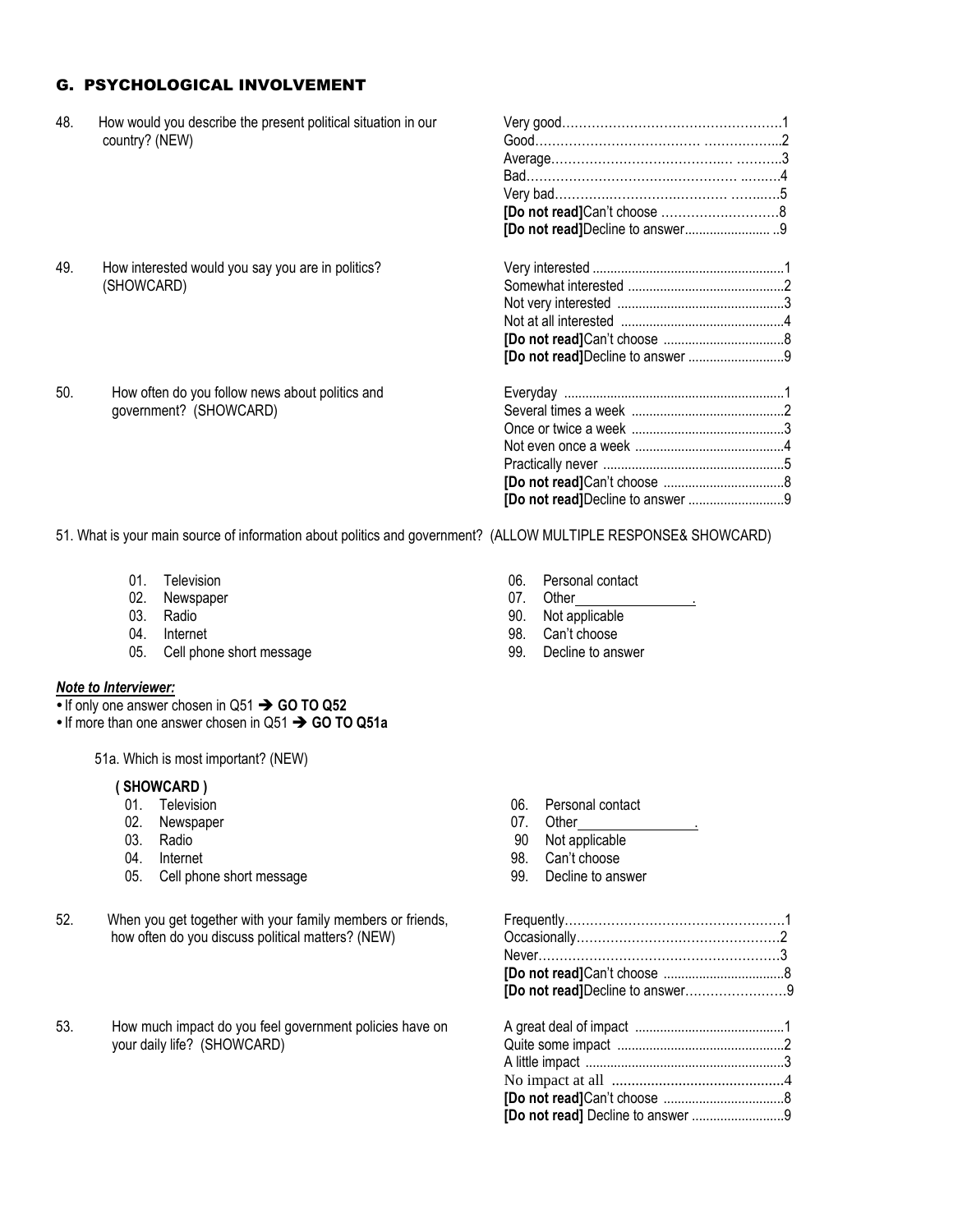## G. PSYCHOLOGICAL INVOLVEMENT

48. How would you describe the present political situation in our country? (NEW)

| | |
|---|---|
| Very good | 1 |
| Good | 2 |
| Average | 3 |
| Bad | 4 |
| Very bad | 5 |
| **[Do not read]**Can't choose | 8 |
| **[Do not read]**Decline to answer | 9 |

49. How interested would you say you are in politics? (SHOWCARD)

| | |
|---|---|
| Very interested | 1 |
| Somewhat interested | 2 |
| Not very interested | 3 |
| Not at all interested | 4 |
| **[Do not read]**Can't choose | 8 |
| **[Do not read]**Decline to answer | 9 |

50. How often do you follow news about politics and government? (SHOWCARD)

| | |
|---|---|
| Everyday | 1 |
| Several times a week | 2 |
| Once or twice a week | 3 |
| Not even once a week | 4 |
| Practically never | 5 |
| **[Do not read]**Can't choose | 8 |
| **[Do not read]**Decline to answer | 9 |

51. What is your main source of information about politics and government? (ALLOW MULTIPLE RESPONSE& SHOWCARD)

- 01. Television
- 02. Newspaper
- 03. Radio
- 04. Internet
- 05. Cell phone short message
- 06. Personal contact
- 07. Other________________.
- 90. Not applicable
- 98. Can't choose
- 99. Decline to answer

***Note to Interviewer:***

- If only one answer chosen in Q51 ➔ **GO TO Q52**
- If more than one answer chosen in Q51 ➔ **GO TO Q51a**

51a. Which is most important? (NEW)

**( SHOWCARD )**

- 01. Television
- 02. Newspaper
- 03. Radio
- 04. Internet
- 05. Cell phone short message
- 06. Personal contact
- 07. Other________________.
- 90 Not applicable
- 98. Can't choose
- 99. Decline to answer

52. When you get together with your family members or friends, how often do you discuss political matters? (NEW)

| | |
|---|---|
| Frequently | 1 |
| Occasionally | 2 |
| Never | 3 |
| **[Do not read]**Can't choose | 8 |
| **[Do not read]**Decline to answer | 9 |

53. How much impact do you feel government policies have on your daily life? (SHOWCARD)

| | |
|---|---|
| A great deal of impact | 1 |
| Quite some impact | 2 |
| A little impact | 3 |
| No impact at all | 4 |
| **[Do not read]**Can't choose | 8 |
| **[Do not read]** Decline to answer | 9 |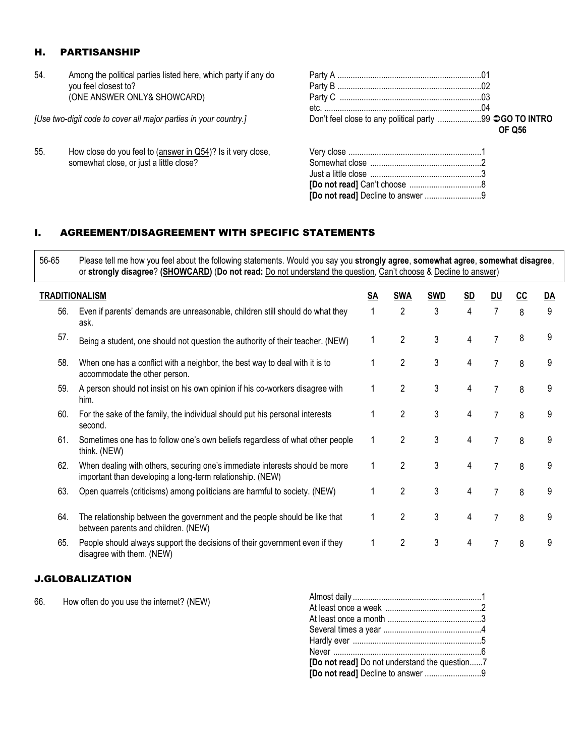## H. PARTISANSHIP

54. Among the political parties listed here, which party if any do you feel closest to?
(ONE ANSWER ONLY& SHOWCARD)

*[Use two-digit code to cover all major parties in your country.]*

Party A ....................................................................01
Party B ....................................................................02
Party C ....................................................................03
etc. ...........................................................................04
Don't feel close to any political party ....................99 ➲ **GO TO INTRO OF Q56**

55. How close do you feel to (answer in Q54)? Is it very close, somewhat close, or just a little close?

Very close ..............................................................1
Somewhat close ....................................................2
Just a little close ...................................................3
**[Do not read]** Can't choose ..................................8
**[Do not read]** Decline to answer ..........................9

## I. AGREEMENT/DISAGREEMENT WITH SPECIFIC STATEMENTS

56-65 Please tell me how you feel about the following statements. Would you say you **strongly agree**, **somewhat agree**, **somewhat disagree**, or **strongly disagree**? **(SHOWCARD)** (**Do not read:** Do not understand the question, Can't choose & Decline to answer)

| **TRADITIONALISM** | | **SA** | **SWA** | **SWD** | **SD** | **DU** | **CC** | **DA** |
|---|---|---|---|---|---|---|---|---|
| 56. | Even if parents' demands are unreasonable, children still should do what they ask. | 1 | 2 | 3 | 4 | 7 | 8 | 9 |
| 57. | Being a student, one should not question the authority of their teacher. (NEW) | 1 | 2 | 3 | 4 | 7 | 8 | 9 |
| 58. | When one has a conflict with a neighbor, the best way to deal with it is to accommodate the other person. | 1 | 2 | 3 | 4 | 7 | 8 | 9 |
| 59. | A person should not insist on his own opinion if his co-workers disagree with him. | 1 | 2 | 3 | 4 | 7 | 8 | 9 |
| 60. | For the sake of the family, the individual should put his personal interests second. | 1 | 2 | 3 | 4 | 7 | 8 | 9 |
| 61. | Sometimes one has to follow one's own beliefs regardless of what other people think. (NEW) | 1 | 2 | 3 | 4 | 7 | 8 | 9 |
| 62. | When dealing with others, securing one's immediate interests should be more important than developing a long-term relationship. (NEW) | 1 | 2 | 3 | 4 | 7 | 8 | 9 |
| 63. | Open quarrels (criticisms) among politicians are harmful to society. (NEW) | 1 | 2 | 3 | 4 | 7 | 8 | 9 |
| 64. | The relationship between the government and the people should be like that between parents and children. (NEW) | 1 | 2 | 3 | 4 | 7 | 8 | 9 |
| 65. | People should always support the decisions of their government even if they disagree with them. (NEW) | 1 | 2 | 3 | 4 | 7 | 8 | 9 |

## J.GLOBALIZATION

66. How often do you use the internet? (NEW)

Almost daily ...........................................................1
At least once a week ............................................2
At least once a month ...........................................3
Several times a year .............................................4
Hardly ever ...........................................................5
Never .....................................................................6
**[Do not read]** Do not understand the question......7
**[Do not read]** Decline to answer ..........................9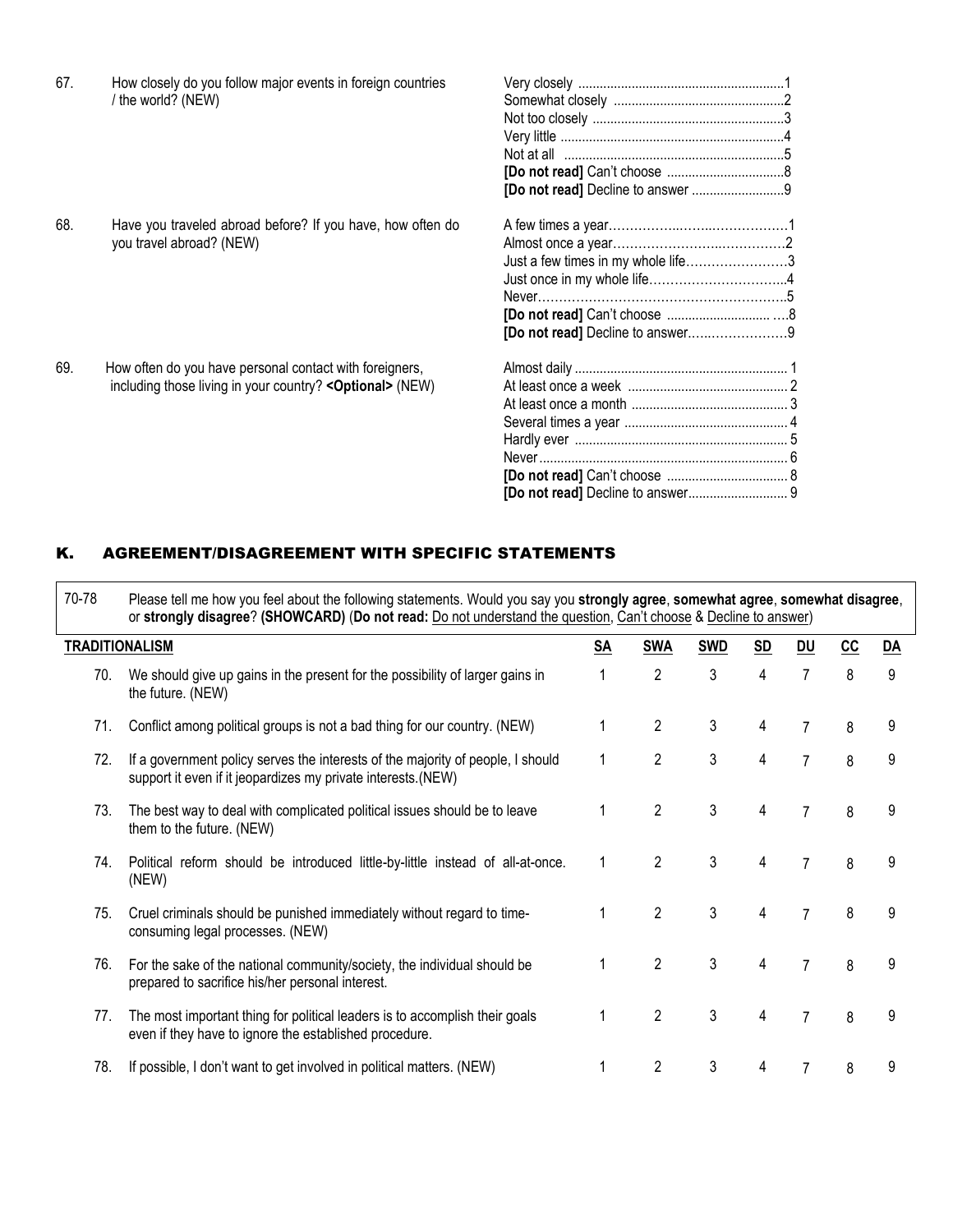67. How closely do you follow major events in foreign countries / the world? (NEW)

- Very closely ....1
- Somewhat closely ....2
- Not too closely ....3
- Very little ....4
- Not at all ....5
- **[Do not read]** Can't choose ....8
- **[Do not read]** Decline to answer ....9

68. Have you traveled abroad before? If you have, how often do you travel abroad? (NEW)

- A few times a year....1
- Almost once a year....2
- Just a few times in my whole life....3
- Just once in my whole life....4
- Never....5
- **[Do not read]** Can't choose ....8
- **[Do not read]** Decline to answer....9

69. How often do you have personal contact with foreigners, including those living in your country? **<Optional>** (NEW)

- Almost daily ....1
- At least once a week ....2
- At least once a month ....3
- Several times a year ....4
- Hardly ever ....5
- Never....6
- **[Do not read]** Can't choose ....8
- **[Do not read]** Decline to answer....9

## K. AGREEMENT/DISAGREEMENT WITH SPECIFIC STATEMENTS

70-78 Please tell me how you feel about the following statements. Would you say you **strongly agree**, **somewhat agree**, **somewhat disagree**, or **strongly disagree**? **(SHOWCARD)** (**Do not read:** Do not understand the question, Can't choose & Decline to answer)

| **TRADITIONALISM** | | SA | SWA | SWD | SD | DU | CC | DA |
|---|---|---|---|---|---|---|---|---|
| 70. | We should give up gains in the present for the possibility of larger gains in the future. (NEW) | 1 | 2 | 3 | 4 | 7 | 8 | 9 |
| 71. | Conflict among political groups is not a bad thing for our country. (NEW) | 1 | 2 | 3 | 4 | 7 | 8 | 9 |
| 72. | If a government policy serves the interests of the majority of people, I should support it even if it jeopardizes my private interests.(NEW) | 1 | 2 | 3 | 4 | 7 | 8 | 9 |
| 73. | The best way to deal with complicated political issues should be to leave them to the future. (NEW) | 1 | 2 | 3 | 4 | 7 | 8 | 9 |
| 74. | Political reform should be introduced little-by-little instead of all-at-once. (NEW) | 1 | 2 | 3 | 4 | 7 | 8 | 9 |
| 75. | Cruel criminals should be punished immediately without regard to time-consuming legal processes. (NEW) | 1 | 2 | 3 | 4 | 7 | 8 | 9 |
| 76. | For the sake of the national community/society, the individual should be prepared to sacrifice his/her personal interest. | 1 | 2 | 3 | 4 | 7 | 8 | 9 |
| 77. | The most important thing for political leaders is to accomplish their goals even if they have to ignore the established procedure. | 1 | 2 | 3 | 4 | 7 | 8 | 9 |
| 78. | If possible, I don't want to get involved in political matters. (NEW) | 1 | 2 | 3 | 4 | 7 | 8 | 9 |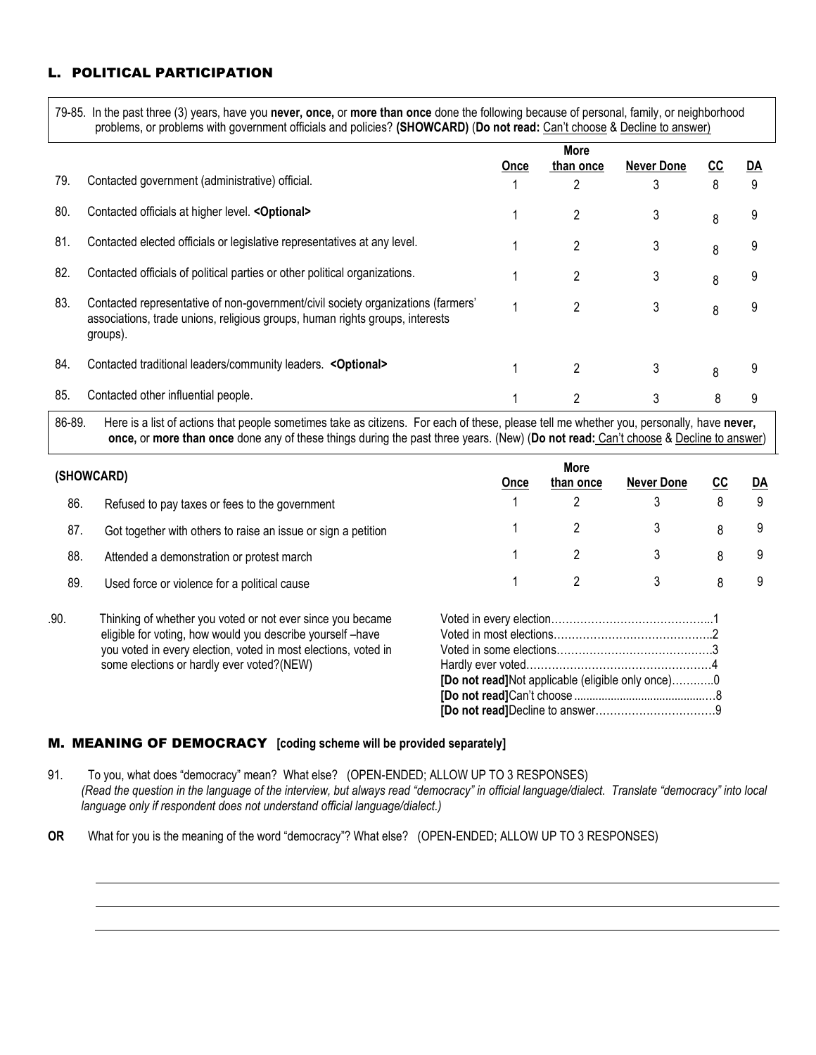## L. POLITICAL PARTICIPATION

79-85. In the past three (3) years, have you **never, once,** or **more than once** done the following because of personal, family, or neighborhood problems, or problems with government officials and policies? **(SHOWCARD)** (**Do not read:** Can't choose & Decline to answer)

| | | Once | More than once | Never Done | CC | DA |
|---|---|---|---|---|---|---|
| 79. | Contacted government (administrative) official. | 1 | 2 | 3 | 8 | 9 |
| 80. | Contacted officials at higher level. **<Optional>** | 1 | 2 | 3 | 8 | 9 |
| 81. | Contacted elected officials or legislative representatives at any level. | 1 | 2 | 3 | 8 | 9 |
| 82. | Contacted officials of political parties or other political organizations. | 1 | 2 | 3 | 8 | 9 |
| 83. | Contacted representative of non-government/civil society organizations (farmers' associations, trade unions, religious groups, human rights groups, interests groups). | 1 | 2 | 3 | 8 | 9 |
| 84. | Contacted traditional leaders/community leaders. **<Optional>** | 1 | 2 | 3 | 8 | 9 |
| 85. | Contacted other influential people. | 1 | 2 | 3 | 8 | 9 |

86-89. Here is a list of actions that people sometimes take as citizens. For each of these, please tell me whether you, personally, have **never, once,** or **more than once** done any of these things during the past three years. (New) (**Do not read:** Can't choose & Decline to answer)

| (SHOWCARD) | | Once | More than once | Never Done | CC | DA |
|---|---|---|---|---|---|---|
| 86. | Refused to pay taxes or fees to the government | 1 | 2 | 3 | 8 | 9 |
| 87. | Got together with others to raise an issue or sign a petition | 1 | 2 | 3 | 8 | 9 |
| 88. | Attended a demonstration or protest march | 1 | 2 | 3 | 8 | 9 |
| 89. | Used force or violence for a political cause | 1 | 2 | 3 | 8 | 9 |

.90. Thinking of whether you voted or not ever since you became eligible for voting, how would you describe yourself –have you voted in every election, voted in most elections, voted in some elections or hardly ever voted?(NEW)

- Voted in every election……………………………………..1
- Voted in most elections……………………………………..2
- Voted in some elections……………………………………3
- Hardly ever voted……………………………………………4
- **[Do not read]**Not applicable (eligible only once)………..0
- **[Do not read]**Can't choose ……………………………………8
- **[Do not read]**Decline to answer……………………………9

## M. MEANING OF DEMOCRACY [coding scheme will be provided separately]

91. To you, what does "democracy" mean? What else? (OPEN-ENDED; ALLOW UP TO 3 RESPONSES)
*(Read the question in the language of the interview, but always read "democracy" in official language/dialect. Translate "democracy" into local language only if respondent does not understand official language/dialect.)*

**OR** What for you is the meaning of the word "democracy"? What else? (OPEN-ENDED; ALLOW UP TO 3 RESPONSES)

\_\_\_\_\_\_\_\_\_\_\_\_\_\_\_\_\_\_\_\_\_\_\_\_\_\_\_\_\_\_\_\_\_\_\_\_\_\_\_\_

\_\_\_\_\_\_\_\_\_\_\_\_\_\_\_\_\_\_\_\_\_\_\_\_\_\_\_\_\_\_\_\_\_\_\_\_\_\_\_\_

\_\_\_\_\_\_\_\_\_\_\_\_\_\_\_\_\_\_\_\_\_\_\_\_\_\_\_\_\_\_\_\_\_\_\_\_\_\_\_\_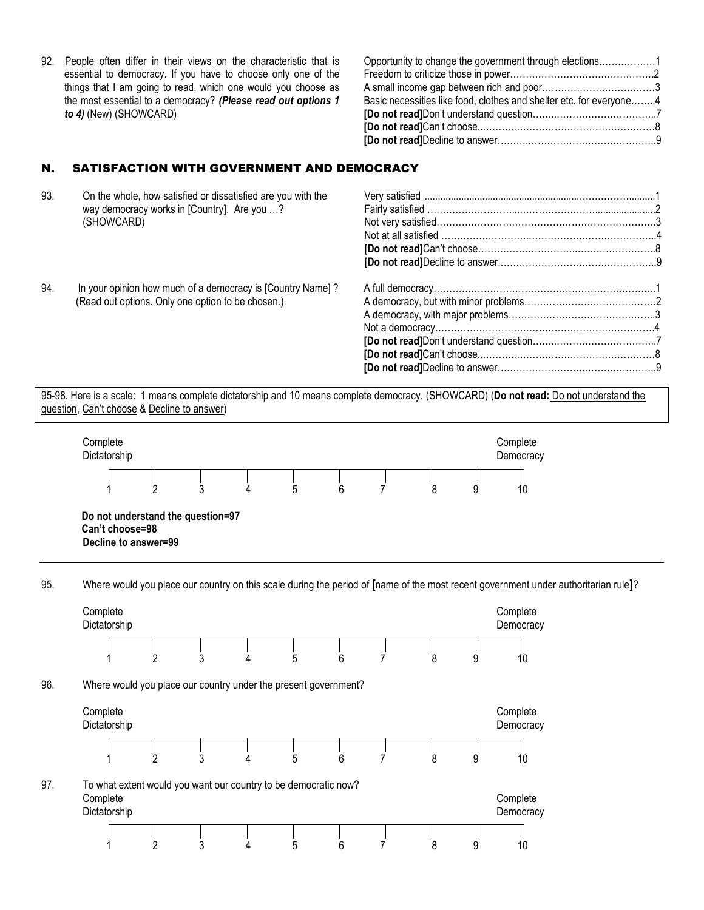92. People often differ in their views on the characteristic that is essential to democracy. If you have to choose only one of the things that I am going to read, which one would you choose as the most essential to a democracy? ***(Please read out options 1 to 4)*** (New) (SHOWCARD)

| | |
|---|---|
| Opportunity to change the government through elections | 1 |
| Freedom to criticize those in power | 2 |
| A small income gap between rich and poor | 3 |
| Basic necessities like food, clothes and shelter etc. for everyone | 4 |
| **[Do not read]** Don't understand question | 7 |
| **[Do not read]** Can't choose | 8 |
| **[Do not read]** Decline to answer | 9 |

## N. SATISFACTION WITH GOVERNMENT AND DEMOCRACY

93. On the whole, how satisfied or dissatisfied are you with the way democracy works in [Country]. Are you …? (SHOWCARD)

| | |
|---|---|
| Very satisfied | 1 |
| Fairly satisfied | 2 |
| Not very satisfied | 3 |
| Not at all satisfied | 4 |
| **[Do not read]** Can't choose | 8 |
| **[Do not read]** Decline to answer | 9 |

94. In your opinion how much of a democracy is [Country Name] ? (Read out options. Only one option to be chosen.)

| | |
|---|---|
| A full democracy | 1 |
| A democracy, but with minor problems | 2 |
| A democracy, with major problems | 3 |
| Not a democracy | 4 |
| **[Do not read]** Don't understand question | 7 |
| **[Do not read]** Can't choose | 8 |
| **[Do not read]** Decline to answer | 9 |

95-98. Here is a scale: 1 means complete dictatorship and 10 means complete democracy. (SHOWCARD) (**Do not read:** Do not understand the question, Can't choose & Decline to answer)

| Complete Dictatorship | | | | | | | | | Complete Democracy |
|---|---|---|---|---|---|---|---|---|---|
| 1 | 2 | 3 | 4 | 5 | 6 | 7 | 8 | 9 | 10 |

**Do not understand the question=97**
**Can't choose=98**
**Decline to answer=99**

95. Where would you place our country on this scale during the period of **[**name of the most recent government under authoritarian rule**]**?

| Complete Dictatorship | | | | | | | | | Complete Democracy |
|---|---|---|---|---|---|---|---|---|---|
| 1 | 2 | 3 | 4 | 5 | 6 | 7 | 8 | 9 | 10 |

96. Where would you place our country under the present government?

| Complete Dictatorship | | | | | | | | | Complete Democracy |
|---|---|---|---|---|---|---|---|---|---|
| 1 | 2 | 3 | 4 | 5 | 6 | 7 | 8 | 9 | 10 |

97. To what extent would you want our country to be democratic now?

| Complete Dictatorship | | | | | | | | | Complete Democracy |
|---|---|---|---|---|---|---|---|---|---|
| 1 | 2 | 3 | 4 | 5 | 6 | 7 | 8 | 9 | 10 |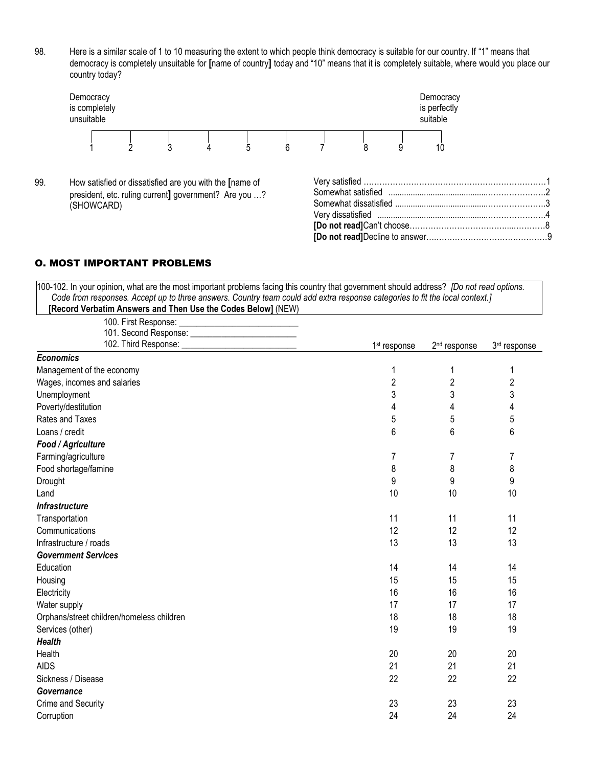98. Here is a similar scale of 1 to 10 measuring the extent to which people think democracy is suitable for our country. If "1" means that democracy is completely unsuitable for **[**name of country**]** today and "10" means that it is completely suitable, where would you place our country today?

| Democracy is completely unsuitable | | | | | | | | | Democracy is perfectly suitable |
|---|---|---|---|---|---|---|---|---|---|
| 1 | 2 | 3 | 4 | 5 | 6 | 7 | 8 | 9 | 10 |

99. How satisfied or dissatisfied are you with the **[**name of president, etc. ruling current**]** government? Are you …? (SHOWCARD)

| | |
|---|---|
| Very satisfied | 1 |
| Somewhat satisfied | 2 |
| Somewhat dissatisfied | 3 |
| Very dissatisfied | 4 |
| **[Do not read]** Can't choose | 8 |
| **[Do not read]** Decline to answer | 9 |

## O. MOST IMPORTANT PROBLEMS

100-102. In your opinion, what are the most important problems facing this country that government should address? *[Do not read options. Code from responses. Accept up to three answers. Country team could add extra response categories to fit the local context.]*
**[Record Verbatim Answers and Then Use the Codes Below]** (NEW)

100. First Response: ___________________________
101. Second Response: ________________________
102. Third Response: __________________________

| | 1st response | 2nd response | 3rd response |
|---|---|---|---|
| ***Economics*** | | | |
| Management of the economy | 1 | 1 | 1 |
| Wages, incomes and salaries | 2 | 2 | 2 |
| Unemployment | 3 | 3 | 3 |
| Poverty/destitution | 4 | 4 | 4 |
| Rates and Taxes | 5 | 5 | 5 |
| Loans / credit | 6 | 6 | 6 |
| ***Food / Agriculture*** | | | |
| Farming/agriculture | 7 | 7 | 7 |
| Food shortage/famine | 8 | 8 | 8 |
| Drought | 9 | 9 | 9 |
| Land | 10 | 10 | 10 |
| ***Infrastructure*** | | | |
| Transportation | 11 | 11 | 11 |
| Communications | 12 | 12 | 12 |
| Infrastructure / roads | 13 | 13 | 13 |
| ***Government Services*** | | | |
| Education | 14 | 14 | 14 |
| Housing | 15 | 15 | 15 |
| Electricity | 16 | 16 | 16 |
| Water supply | 17 | 17 | 17 |
| Orphans/street children/homeless children | 18 | 18 | 18 |
| Services (other) | 19 | 19 | 19 |
| ***Health*** | | | |
| Health | 20 | 20 | 20 |
| AIDS | 21 | 21 | 21 |
| Sickness / Disease | 22 | 22 | 22 |
| ***Governance*** | | | |
| Crime and Security | 23 | 23 | 23 |
| Corruption | 24 | 24 | 24 |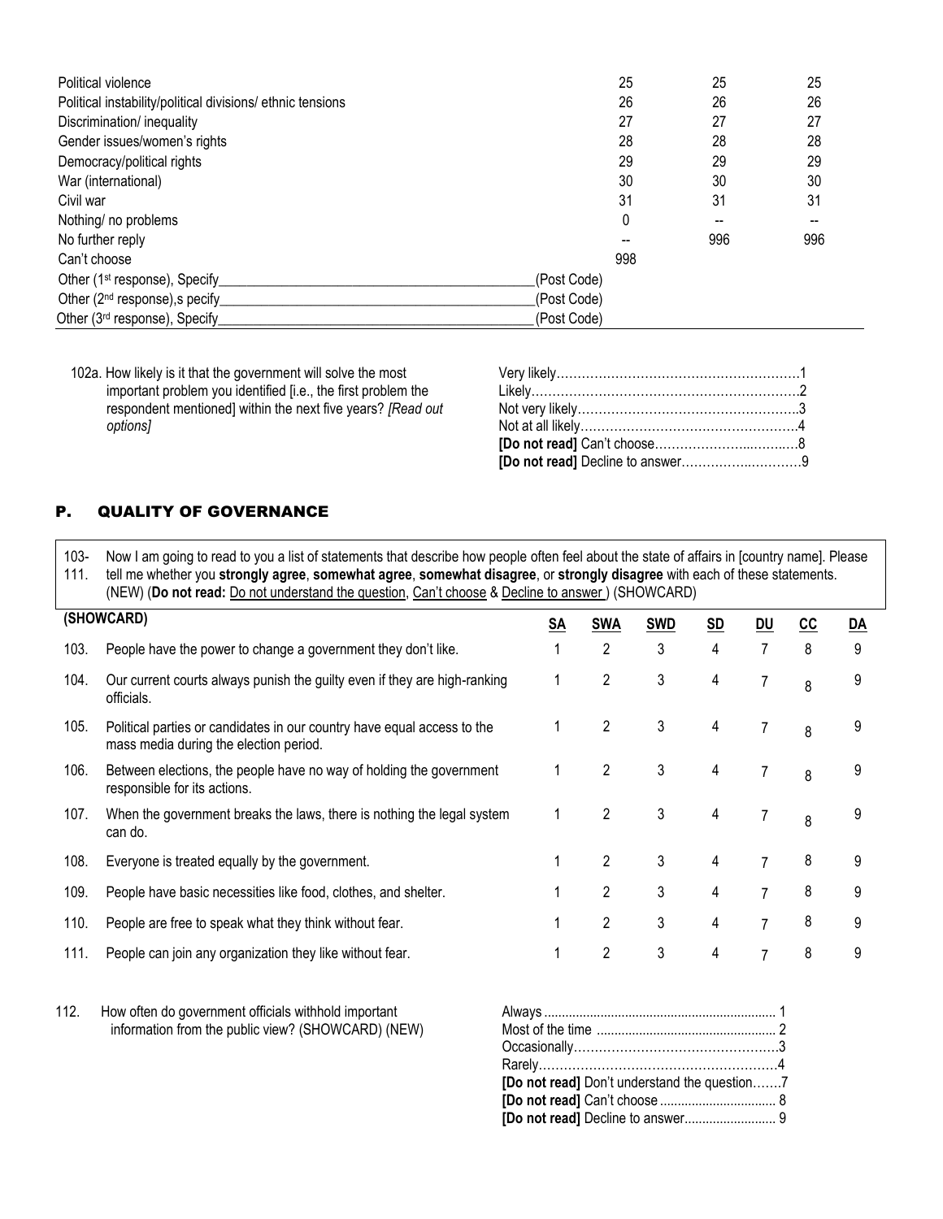| | | | |
|---|---|---|---|
| Political violence | 25 | 25 | 25 |
| Political instability/political divisions/ ethnic tensions | 26 | 26 | 26 |
| Discrimination/ inequality | 27 | 27 | 27 |
| Gender issues/women's rights | 28 | 28 | 28 |
| Democracy/political rights | 29 | 29 | 29 |
| War (international) | 30 | 30 | 30 |
| Civil war | 31 | 31 | 31 |
| Nothing/ no problems | 0 | -- | -- |
| No further reply | -- | 996 | 996 |
| Can't choose | 998 | | |
| Other (1st response), Specify\_\_\_\_\_\_\_\_\_\_\_\_\_\_\_\_\_\_\_\_\_\_\_\_\_\_\_\_\_\_\_\_\_\_\_\_\_\_\_\_\_\_(Post Code) | | | |
| Other (2nd response),s pecify\_\_\_\_\_\_\_\_\_\_\_\_\_\_\_\_\_\_\_\_\_\_\_\_\_\_\_\_\_\_\_\_\_\_\_\_\_\_\_\_\_\_(Post Code) | | | |
| Other (3rd response), Specify\_\_\_\_\_\_\_\_\_\_\_\_\_\_\_\_\_\_\_\_\_\_\_\_\_\_\_\_\_\_\_\_\_\_\_\_\_\_\_\_\_\_(Post Code) | | | |

102a. How likely is it that the government will solve the most important problem you identified [i.e., the first problem the respondent mentioned] within the next five years? *[Read out options]*

Very likely………………………………………………….1
Likely……………………………………………………….2
Not very likely……………………………………………..3
Not at all likely…………………………………………….4
**[Do not read]** Can't choose……………………..……..8
**[Do not read]** Decline to answer…………..…………9

## P. QUALITY OF GOVERNANCE

103-111. Now I am going to read to you a list of statements that describe how people often feel about the state of affairs in [country name]. Please tell me whether you **strongly agree**, **somewhat agree**, **somewhat disagree**, or **strongly disagree** with each of these statements. (NEW) (**Do not read:** Do not understand the question, Can't choose & Decline to answer ) (SHOWCARD)

| (SHOWCARD) | | SA | SWA | SWD | SD | DU | CC | DA |
|---|---|---|---|---|---|---|---|---|
| 103. | People have the power to change a government they don't like. | 1 | 2 | 3 | 4 | 7 | 8 | 9 |
| 104. | Our current courts always punish the guilty even if they are high-ranking officials. | 1 | 2 | 3 | 4 | 7 | 8 | 9 |
| 105. | Political parties or candidates in our country have equal access to the mass media during the election period. | 1 | 2 | 3 | 4 | 7 | 8 | 9 |
| 106. | Between elections, the people have no way of holding the government responsible for its actions. | 1 | 2 | 3 | 4 | 7 | 8 | 9 |
| 107. | When the government breaks the laws, there is nothing the legal system can do. | 1 | 2 | 3 | 4 | 7 | 8 | 9 |
| 108. | Everyone is treated equally by the government. | 1 | 2 | 3 | 4 | 7 | 8 | 9 |
| 109. | People have basic necessities like food, clothes, and shelter. | 1 | 2 | 3 | 4 | 7 | 8 | 9 |
| 110. | People are free to speak what they think without fear. | 1 | 2 | 3 | 4 | 7 | 8 | 9 |
| 111. | People can join any organization they like without fear. | 1 | 2 | 3 | 4 | 7 | 8 | 9 |

112. How often do government officials withhold important information from the public view? (SHOWCARD) (NEW)

Always .................................................................. 1
Most of the time .................................................. 2
Occasionally…………………………………………3
Rarely…………………………………………………4
**[Do not read]** Don't understand the question…….7
**[Do not read]** Can't choose ................................ 8
**[Do not read]** Decline to answer.......................... 9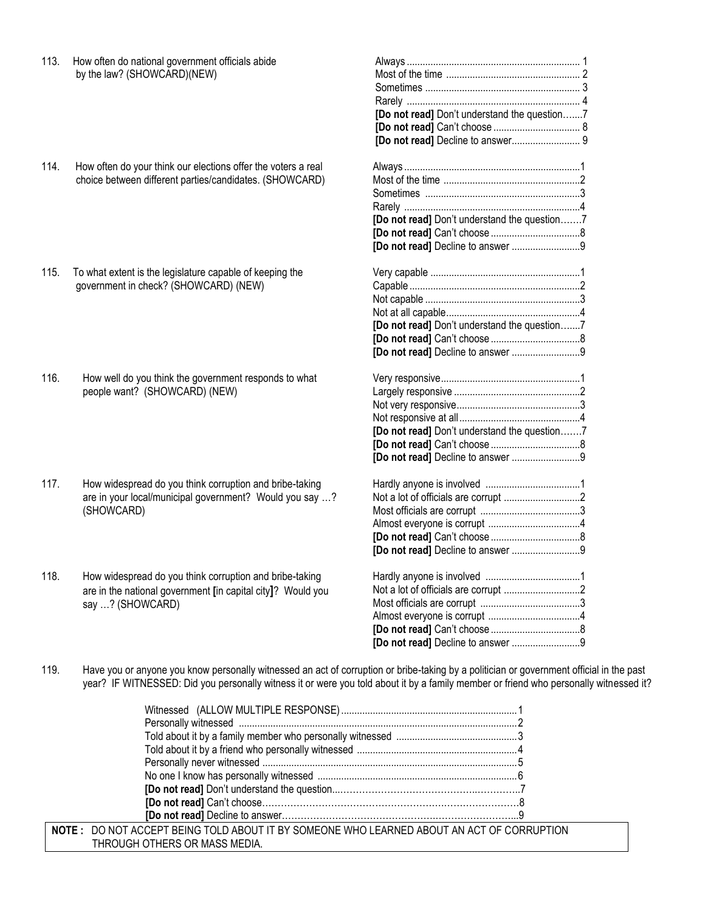113. How often do national government officials abide by the law? (SHOWCARD)(NEW)

| | |
|---|---|
| Always | 1 |
| Most of the time | 2 |
| Sometimes | 3 |
| Rarely | 4 |
| **[Do not read]** Don't understand the question | 7 |
| **[Do not read]** Can't choose | 8 |
| **[Do not read]** Decline to answer | 9 |

114. How often do your think our elections offer the voters a real choice between different parties/candidates. (SHOWCARD)

| | |
|---|---|
| Always | 1 |
| Most of the time | 2 |
| Sometimes | 3 |
| Rarely | 4 |
| **[Do not read]** Don't understand the question | 7 |
| **[Do not read]** Can't choose | 8 |
| **[Do not read]** Decline to answer | 9 |

115. To what extent is the legislature capable of keeping the government in check? (SHOWCARD) (NEW)

| | |
|---|---|
| Very capable | 1 |
| Capable | 2 |
| Not capable | 3 |
| Not at all capable | 4 |
| **[Do not read]** Don't understand the question | 7 |
| **[Do not read]** Can't choose | 8 |
| **[Do not read]** Decline to answer | 9 |

116. How well do you think the government responds to what people want? (SHOWCARD) (NEW)

| | |
|---|---|
| Very responsive | 1 |
| Largely responsive | 2 |
| Not very responsive | 3 |
| Not responsive at all | 4 |
| **[Do not read]** Don't understand the question | 7 |
| **[Do not read]** Can't choose | 8 |
| **[Do not read]** Decline to answer | 9 |

117. How widespread do you think corruption and bribe-taking are in your local/municipal government? Would you say …? (SHOWCARD)

| | |
|---|---|
| Hardly anyone is involved | 1 |
| Not a lot of officials are corrupt | 2 |
| Most officials are corrupt | 3 |
| Almost everyone is corrupt | 4 |
| **[Do not read]** Can't choose | 8 |
| **[Do not read]** Decline to answer | 9 |

118. How widespread do you think corruption and bribe-taking are in the national government [in capital city]? Would you say …? (SHOWCARD)

| | |
|---|---|
| Hardly anyone is involved | 1 |
| Not a lot of officials are corrupt | 2 |
| Most officials are corrupt | 3 |
| Almost everyone is corrupt | 4 |
| **[Do not read]** Can't choose | 8 |
| **[Do not read]** Decline to answer | 9 |

119. Have you or anyone you know personally witnessed an act of corruption or bribe-taking by a politician or government official in the past year? IF WITNESSED: Did you personally witness it or were you told about it by a family member or friend who personally witnessed it?

| | |
|---|---|
| Witnessed (ALLOW MULTIPLE RESPONSE) | 1 |
| Personally witnessed | 2 |
| Told about it by a family member who personally witnessed | 3 |
| Told about it by a friend who personally witnessed | 4 |
| Personally never witnessed | 5 |
| No one I know has personally witnessed | 6 |
| **[Do not read]** Don't understand the question | 7 |
| **[Do not read]** Can't choose | 8 |
| **[Do not read]** Decline to answer | 9 |

**NOTE :** DO NOT ACCEPT BEING TOLD ABOUT IT BY SOMEONE WHO LEARNED ABOUT AN ACT OF CORRUPTION THROUGH OTHERS OR MASS MEDIA.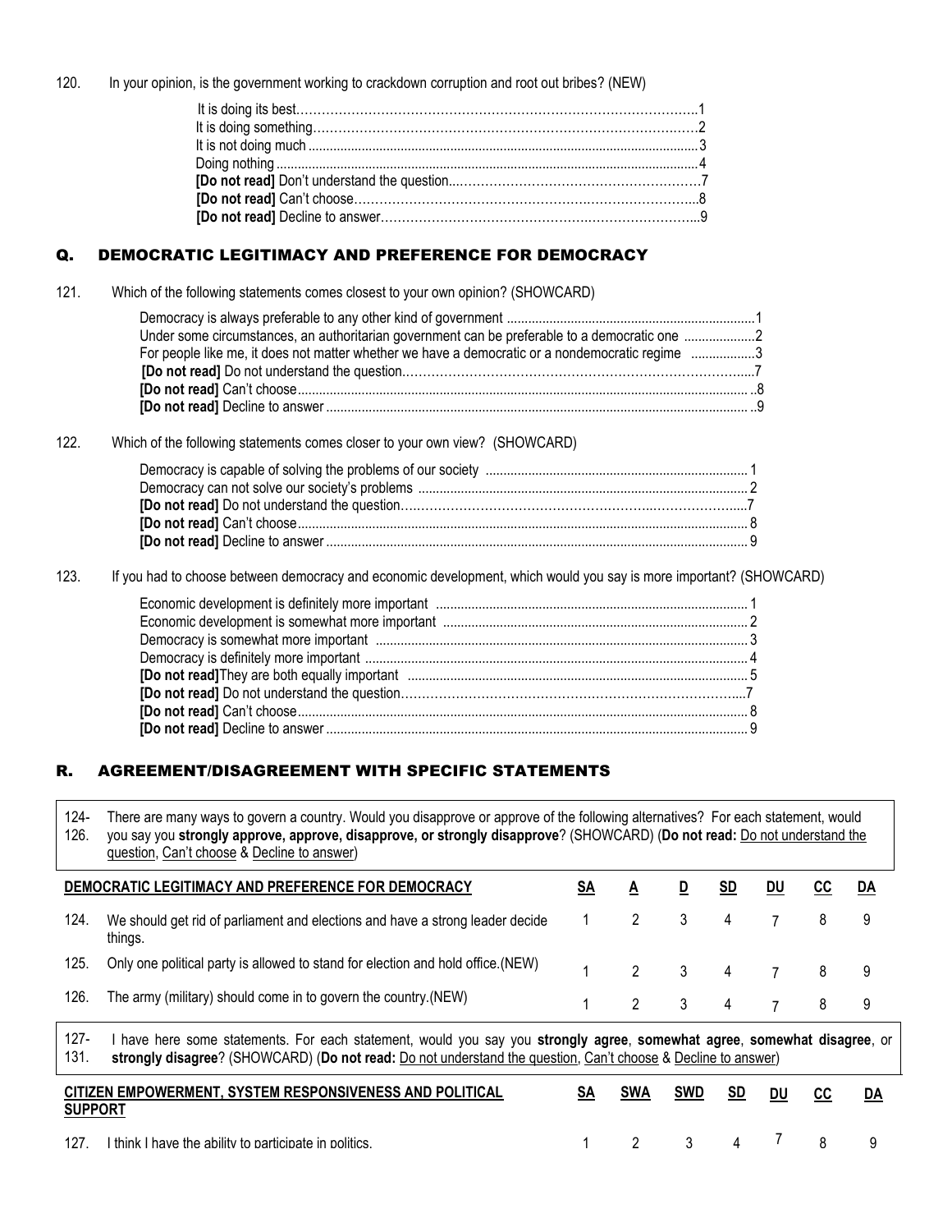120. In your opinion, is the government working to crackdown corruption and root out bribes? (NEW)

| | |
|---|---|
| It is doing its best | 1 |
| It is doing something | 2 |
| It is not doing much | 3 |
| Doing nothing | 4 |
| **[Do not read]** Don't understand the question | 7 |
| **[Do not read]** Can't choose | 8 |
| **[Do not read]** Decline to answer | 9 |

## Q. DEMOCRATIC LEGITIMACY AND PREFERENCE FOR DEMOCRACY

121. Which of the following statements comes closest to your own opinion? (SHOWCARD)

| | |
|---|---|
| Democracy is always preferable to any other kind of government | 1 |
| Under some circumstances, an authoritarian government can be preferable to a democratic one | 2 |
| For people like me, it does not matter whether we have a democratic or a nondemocratic regime | 3 |
| **[Do not read]** Do not understand the question | 7 |
| **[Do not read]** Can't choose | 8 |
| **[Do not read]** Decline to answer | 9 |

122. Which of the following statements comes closer to your own view? (SHOWCARD)

| | |
|---|---|
| Democracy is capable of solving the problems of our society | 1 |
| Democracy can not solve our society's problems | 2 |
| **[Do not read]** Do not understand the question | 7 |
| **[Do not read]** Can't choose | 8 |
| **[Do not read]** Decline to answer | 9 |

123. If you had to choose between democracy and economic development, which would you say is more important? (SHOWCARD)

| | |
|---|---|
| Economic development is definitely more important | 1 |
| Economic development is somewhat more important | 2 |
| Democracy is somewhat more important | 3 |
| Democracy is definitely more important | 4 |
| **[Do not read]** They are both equally important | 5 |
| **[Do not read]** Do not understand the question | 7 |
| **[Do not read]** Can't choose | 8 |
| **[Do not read]** Decline to answer | 9 |

## R. AGREEMENT/DISAGREEMENT WITH SPECIFIC STATEMENTS

124-126. There are many ways to govern a country. Would you disapprove or approve of the following alternatives? For each statement, would you say you **strongly approve, approve, disapprove, or strongly disapprove**? (SHOWCARD) (**Do not read:** Do not understand the question, Can't choose & Decline to answer)

| | DEMOCRATIC LEGITIMACY AND PREFERENCE FOR DEMOCRACY | SA | A | D | SD | DU | CC | DA |
|---|---|---|---|---|---|---|---|---|
| 124. | We should get rid of parliament and elections and have a strong leader decide things. | 1 | 2 | 3 | 4 | 7 | 8 | 9 |
| 125. | Only one political party is allowed to stand for election and hold office.(NEW) | 1 | 2 | 3 | 4 | 7 | 8 | 9 |
| 126. | The army (military) should come in to govern the country.(NEW) | 1 | 2 | 3 | 4 | 7 | 8 | 9 |

127-131. I have here some statements. For each statement, would you say you **strongly agree**, **somewhat agree**, **somewhat disagree**, or **strongly disagree**? (SHOWCARD) (**Do not read:** Do not understand the question, Can't choose & Decline to answer)

| | CITIZEN EMPOWERMENT, SYSTEM RESPONSIVENESS AND POLITICAL SUPPORT | SA | SWA | SWD | SD | DU | CC | DA |
|---|---|---|---|---|---|---|---|---|
| 127. | I think I have the ability to participate in politics. | 1 | 2 | 3 | 4 | 7 | 8 | 9 |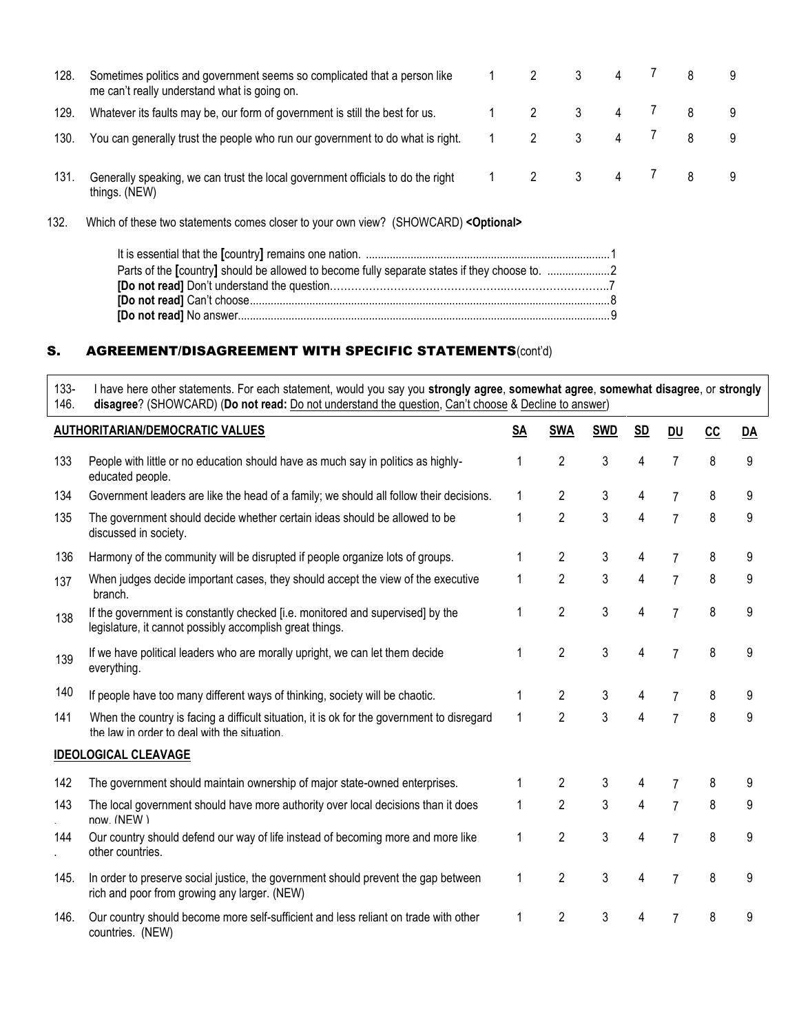| | | | | | | | | |
|---|---|---|---|---|---|---|---|---|
| 128. | Sometimes politics and government seems so complicated that a person like me can't really understand what is going on. | 1 | 2 | 3 | 4 | 7 | 8 | 9 |
| 129. | Whatever its faults may be, our form of government is still the best for us. | 1 | 2 | 3 | 4 | 7 | 8 | 9 |
| 130. | You can generally trust the people who run our government to do what is right. | 1 | 2 | 3 | 4 | 7 | 8 | 9 |
| 131. | Generally speaking, we can trust the local government officials to do the right things. (NEW) | 1 | 2 | 3 | 4 | 7 | 8 | 9 |

132. Which of these two statements comes closer to your own view? (SHOWCARD) **<Optional>**

It is essential that the **[**country**]** remains one nation. ....................................................1
Parts of the **[**country**]** should be allowed to become fully separate states if they choose to. ....................2
**[Do not read]** Don't understand the question....................................................7
**[Do not read]** Can't choose....................................................8
**[Do not read]** No answer....................................................9

## S. AGREEMENT/DISAGREEMENT WITH SPECIFIC STATEMENTS(cont'd)

133-146. I have here other statements. For each statement, would you say you **strongly agree**, **somewhat agree**, **somewhat disagree**, or **strongly disagree**? (SHOWCARD) (**Do not read:** Do not understand the question, Can't choose & Decline to answer)

| | **AUTHORITARIAN/DEMOCRATIC VALUES** | **SA** | **SWA** | **SWD** | **SD** | **DU** | **CC** | **DA** |
|---|---|---|---|---|---|---|---|---|
| 133 | People with little or no education should have as much say in politics as highly-educated people. | 1 | 2 | 3 | 4 | 7 | 8 | 9 |
| 134 | Government leaders are like the head of a family; we should all follow their decisions. | 1 | 2 | 3 | 4 | 7 | 8 | 9 |
| 135 | The government should decide whether certain ideas should be allowed to be discussed in society. | 1 | 2 | 3 | 4 | 7 | 8 | 9 |
| 136 | Harmony of the community will be disrupted if people organize lots of groups. | 1 | 2 | 3 | 4 | 7 | 8 | 9 |
| 137 | When judges decide important cases, they should accept the view of the executive branch. | 1 | 2 | 3 | 4 | 7 | 8 | 9 |
| 138 | If the government is constantly checked [i.e. monitored and supervised] by the legislature, it cannot possibly accomplish great things. | 1 | 2 | 3 | 4 | 7 | 8 | 9 |
| 139 | If we have political leaders who are morally upright, we can let them decide everything. | 1 | 2 | 3 | 4 | 7 | 8 | 9 |
| 140 | If people have too many different ways of thinking, society will be chaotic. | 1 | 2 | 3 | 4 | 7 | 8 | 9 |
| 141 | When the country is facing a difficult situation, it is ok for the government to disregard the law in order to deal with the situation. | 1 | 2 | 3 | 4 | 7 | 8 | 9 |
| | **IDEOLOGICAL CLEAVAGE** | | | | | | | |
| 142 | The government should maintain ownership of major state-owned enterprises. | 1 | 2 | 3 | 4 | 7 | 8 | 9 |
| 143. | The local government should have more authority over local decisions than it does now. (NEW ) | 1 | 2 | 3 | 4 | 7 | 8 | 9 |
| 144. | Our country should defend our way of life instead of becoming more and more like other countries. | 1 | 2 | 3 | 4 | 7 | 8 | 9 |
| 145. | In order to preserve social justice, the government should prevent the gap between rich and poor from growing any larger. (NEW) | 1 | 2 | 3 | 4 | 7 | 8 | 9 |
| 146. | Our country should become more self-sufficient and less reliant on trade with other countries. (NEW) | 1 | 2 | 3 | 4 | 7 | 8 | 9 |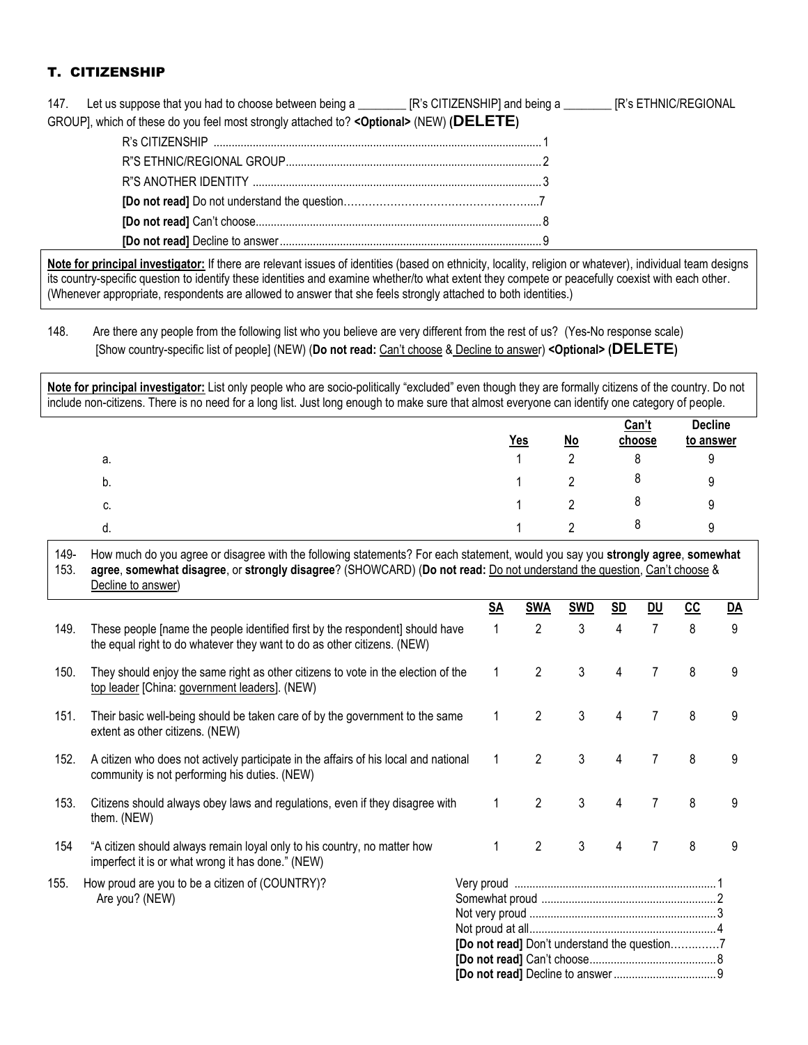## T. CITIZENSHIP

147. Let us suppose that you had to choose between being a ________ [R's CITIZENSHIP] and being a ________ [R's ETHNIC/REGIONAL GROUP], which of these do you feel most strongly attached to? **<Optional>** (NEW) (**DELETE**)

- R's CITIZENSHIP .......... 1
- R"S ETHNIC/REGIONAL GROUP.......... 2
- R"S ANOTHER IDENTITY .......... 3
- **[Do not read]** Do not understand the question.......... 7
- **[Do not read]** Can't choose.......... 8
- **[Do not read]** Decline to answer.......... 9

**Note for principal investigator:** If there are relevant issues of identities (based on ethnicity, locality, religion or whatever), individual team designs its country-specific question to identify these identities and examine whether/to what extent they compete or peacefully coexist with each other. (Whenever appropriate, respondents are allowed to answer that she feels strongly attached to both identities.)

148. Are there any people from the following list who you believe are very different from the rest of us? (Yes-No response scale) [Show country-specific list of people] (NEW) (**Do not read:** Can't choose & Decline to answer) **<Optional>** (**DELETE**)

**Note for principal investigator:** List only people who are socio-politically "excluded" even though they are formally citizens of the country. Do not include non-citizens. There is no need for a long list. Just long enough to make sure that almost everyone can identify one category of people.

| | Yes | No | Can't choose | Decline to answer |
|---|---|---|---|---|
| a. | 1 | 2 | 8 | 9 |
| b. | 1 | 2 | 8 | 9 |
| c. | 1 | 2 | 8 | 9 |
| d. | 1 | 2 | 8 | 9 |

149-153. How much do you agree or disagree with the following statements? For each statement, would you say you **strongly agree**, **somewhat agree**, **somewhat disagree**, or **strongly disagree**? (SHOWCARD) (**Do not read:** Do not understand the question, Can't choose & Decline to answer)

| | | SA | SWA | SWD | SD | DU | CC | DA |
|---|---|---|---|---|---|---|---|---|
| 149. | These people [name the people identified first by the respondent] should have the equal right to do whatever they want to do as other citizens. (NEW) | 1 | 2 | 3 | 4 | 7 | 8 | 9 |
| 150. | They should enjoy the same right as other citizens to vote in the election of the top leader [China: government leaders]. (NEW) | 1 | 2 | 3 | 4 | 7 | 8 | 9 |
| 151. | Their basic well-being should be taken care of by the government to the same extent as other citizens. (NEW) | 1 | 2 | 3 | 4 | 7 | 8 | 9 |
| 152. | A citizen who does not actively participate in the affairs of his local and national community is not performing his duties. (NEW) | 1 | 2 | 3 | 4 | 7 | 8 | 9 |
| 153. | Citizens should always obey laws and regulations, even if they disagree with them. (NEW) | 1 | 2 | 3 | 4 | 7 | 8 | 9 |
| 154 | "A citizen should always remain loyal only to his country, no matter how imperfect it is or what wrong it has done." (NEW) | 1 | 2 | 3 | 4 | 7 | 8 | 9 |

155. How proud are you to be a citizen of (COUNTRY)? Are you? (NEW)

- Very proud .......... 1
- Somewhat proud .......... 2
- Not very proud .......... 3
- Not proud at all.......... 4
- **[Do not read]** Don't understand the question.......... 7
- **[Do not read]** Can't choose.......... 8
- **[Do not read]** Decline to answer.......... 9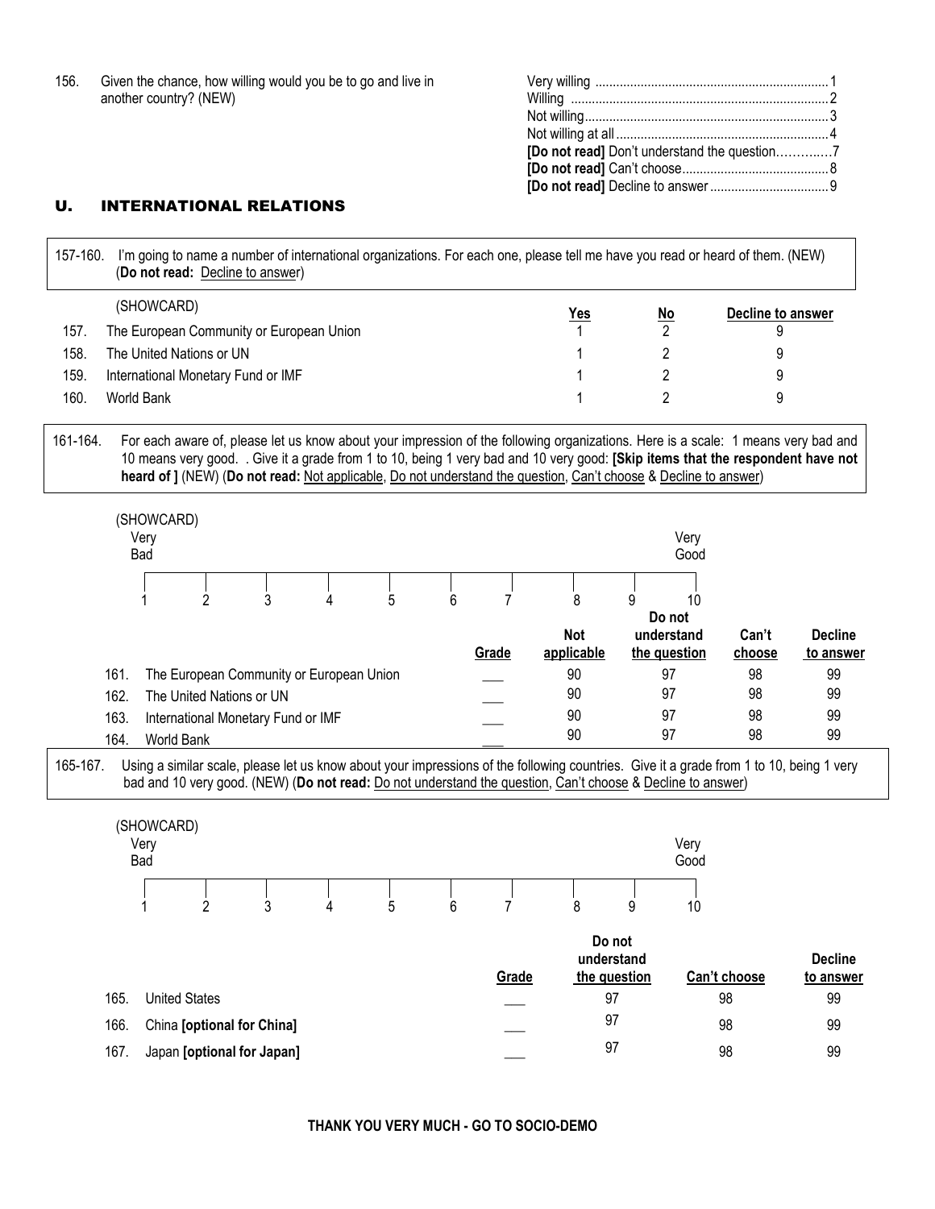156. Given the chance, how willing would you be to go and live in another country? (NEW)

| | |
|---|---|
| Very willing | 1 |
| Willing | 2 |
| Not willing | 3 |
| Not willing at all | 4 |
| **[Do not read]** Don't understand the question | 7 |
| **[Do not read]** Can't choose | 8 |
| **[Do not read]** Decline to answer | 9 |

## U. INTERNATIONAL RELATIONS

157-160. I'm going to name a number of international organizations. For each one, please tell me have you read or heard of them. (NEW) (**Do not read:** Decline to answer)

(SHOWCARD)

| | | Yes | No | Decline to answer |
|---|---|---|---|---|
| 157. | The European Community or European Union | 1 | 2 | 9 |
| 158. | The United Nations or UN | 1 | 2 | 9 |
| 159. | International Monetary Fund or IMF | 1 | 2 | 9 |
| 160. | World Bank | 1 | 2 | 9 |

161-164. For each aware of, please let us know about your impression of the following organizations. Here is a scale: 1 means very bad and 10 means very good. . Give it a grade from 1 to 10, being 1 very bad and 10 very good: **[Skip items that the respondent have not heard of ]** (NEW) (**Do not read:** Not applicable, Do not understand the question, Can't choose & Decline to answer)

(SHOWCARD)

Very Bad 1 — 2 — 3 — 4 — 5 — 6 — 7 — 8 — 9 — 10 Very Good

| | | Grade | Not applicable | Do not understand the question | Can't choose | Decline to answer |
|---|---|---|---|---|---|---|
| 161. | The European Community or European Union | ___ | 90 | 97 | 98 | 99 |
| 162. | The United Nations or UN | ___ | 90 | 97 | 98 | 99 |
| 163. | International Monetary Fund or IMF | ___ | 90 | 97 | 98 | 99 |
| 164. | World Bank | ___ | 90 | 97 | 98 | 99 |

165-167. Using a similar scale, please let us know about your impressions of the following countries. Give it a grade from 1 to 10, being 1 very bad and 10 very good. (NEW) (**Do not read:** Do not understand the question, Can't choose & Decline to answer)

(SHOWCARD)

Very Bad 1 — 2 — 3 — 4 — 5 — 6 — 7 — 8 — 9 — 10 Very Good

| | | Grade | Do not understand the question | Can't choose | Decline to answer |
|---|---|---|---|---|---|
| 165. | United States | ___ | 97 | 98 | 99 |
| 166. | China **[optional for China]** | ___ | 97 | 98 | 99 |
| 167. | Japan **[optional for Japan]** | ___ | 97 | 98 | 99 |

**THANK YOU VERY MUCH - GO TO SOCIO-DEMO**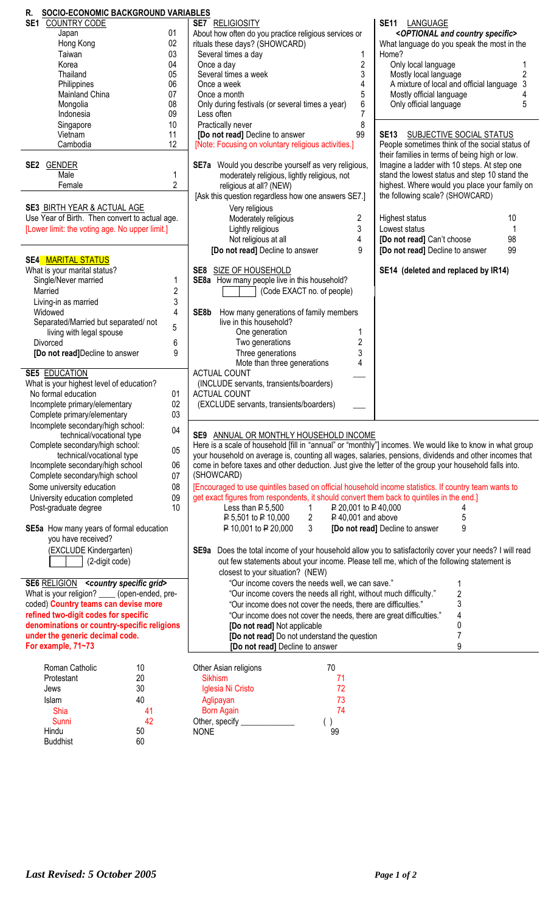## R. SOCIO-ECONOMIC BACKGROUND VARIABLES

**SE1** COUNTRY CODE

| | |
|---|---|
| Japan | 01 |
| Hong Kong | 02 |
| Taiwan | 03 |
| Korea | 04 |
| Thailand | 05 |
| Philippines | 06 |
| Mainland China | 07 |
| Mongolia | 08 |
| Indonesia | 09 |
| Singapore | 10 |
| Vietnam | 11 |
| Cambodia | 12 |

**SE2** GENDER

| | |
|---|---|
| Male | 1 |
| Female | 2 |

**SE3** BIRTH YEAR & ACTUAL AGE

Use Year of Birth. Then convert to actual age.
[Lower limit: the voting age. No upper limit.]

**SE4** MARITAL STATUS

What is your marital status?

| | |
|---|---|
| Single/Never married | 1 |
| Married | 2 |
| Living-in as married | 3 |
| Widowed | 4 |
| Separated/Married but separated/ not living with legal spouse | 5 |
| Divorced | 6 |
| **[Do not read]** Decline to answer | 9 |

**SE5** EDUCATION

What is your highest level of education?

| | |
|---|---|
| No formal education | 01 |
| Incomplete primary/elementary | 02 |
| Complete primary/elementary | 03 |
| Incomplete secondary/high school: technical/vocational type | 04 |
| Complete secondary/high school: technical/vocational type | 05 |
| Incomplete secondary/high school | 06 |
| Complete secondary/high school | 07 |
| Some university education | 08 |
| University education completed | 09 |
| Post-graduate degree | 10 |

**SE5a** How many years of formal education you have received?
(EXCLUDE Kindergarten)
[ ] (2-digit code)

**SE6** RELIGION *<country specific grid>*

What is your religion? ____ (open-ended, pre-coded) **Country teams can devise more refined two-digit codes for specific denominations or country-specific religions under the generic decimal code. For example, 71~73**

| | | | |
|---|---|---|---|
| Roman Catholic | 10 | Other Asian religions | 70 |
| Protestant | 20 | Sikhism | 71 |
| Jews | 30 | Iglesia Ni Cristo | 72 |
| Islam | 40 | Aglipayan | 73 |
| Shia | 41 | Born Again | 74 |
| Sunni | 42 | Other, specify ____________ | ( ) |
| Hindu | 50 | NONE | 99 |
| Buddhist | 60 | | |

**SE7** RELIGIOSITY

About how often do you practice religious services or rituals these days? (SHOWCARD)

| | |
|---|---|
| Several times a day | 1 |
| Once a day | 2 |
| Several times a week | 3 |
| Once a week | 4 |
| Once a month | 5 |
| Only during festivals (or several times a year) | 6 |
| Less often | 7 |
| Practically never | 8 |
| **[Do not read]** Decline to answer | 99 |

[Note: Focusing on voluntary religious activities.]

**SE7a** Would you describe yourself as very religious, moderately religious, lightly religious, not religious at all? (NEW)
[Ask this question regardless how one answers SE7.]

| | |
|---|---|
| Very religious | |
| Moderately religious | 2 |
| Lightly religious | 3 |
| Not religious at all | 4 |
| **[Do not read]** Decline to answer | 9 |

**SE8** SIZE OF HOUSEHOLD

**SE8a** How many people live in this household?
[ ] (Code EXACT no. of people)

**SE8b** How many generations of family members live in this household?

| | |
|---|---|
| One generation | 1 |
| Two generations | 2 |
| Three generations | 3 |
| Mote than three generations | 4 |

ACTUAL COUNT
(INCLUDE servants, transients/boarders) ___
ACTUAL COUNT
(EXCLUDE servants, transients/boarders) ___

**SE11** LANGUAGE
*<OPTIONAL and country specific>*
What language do you speak the most in the Home?

| | |
|---|---|
| Only local language | 1 |
| Mostly local language | 2 |
| A mixture of local and official language | 3 |
| Mostly official language | 4 |
| Only official language | 5 |

**SE13** SUBJECTIVE SOCIAL STATUS

People sometimes think of the social status of their families in terms of being high or low. Imagine a ladder with 10 steps. At step one stand the lowest status and step 10 stand the highest. Where would you place your family on the following scale? (SHOWCARD)

| | |
|---|---|
| Highest status | 10 |
| Lowest status | 1 |
| **[Do not read]** Can't choose | 98 |
| **[Do not read]** Decline to answer | 99 |

**SE14 (deleted and replaced by IR14)**

**SE9** ANNUAL OR MONTHLY HOUSEHOLD INCOME

Here is a scale of household [fill in "annual" or "monthly"] incomes. We would like to know in what group your household on average is, counting all wages, salaries, pensions, dividends and other incomes that come in before taxes and other deduction. Just give the letter of the group your household falls into. (SHOWCARD)

[Encouraged to use quintiles based on official household income statistics. If country team wants to get exact figures from respondents, it should convert them back to quintiles in the end.]

| | | | |
|---|---|---|---|
| Less than ₱ 5,500 | 1 | ₱ 20,001 to ₱ 40,000 | 4 |
| ₱ 5,501 to ₱ 10,000 | 2 | ₱ 40,001 and above | 5 |
| ₱ 10,001 to ₱ 20,000 | 3 | **[Do not read]** Decline to answer | 9 |

**SE9a** Does the total income of your household allow you to satisfactorily cover your needs? I will read out few statements about your income. Please tell me, which of the following statement is closest to your situation? (NEW)

| | |
|---|---|
| "Our income covers the needs well, we can save." | 1 |
| "Our income covers the needs all right, without much difficulty." | 2 |
| "Our income does not cover the needs, there are difficulties." | 3 |
| "Our income does not cover the needs, there are great difficulties." | 4 |
| **[Do not read]** Not applicable | 0 |
| **[Do not read]** Do not understand the question | 7 |
| **[Do not read]** Decline to answer | 9 |

*Last Revised: 5 October 2005*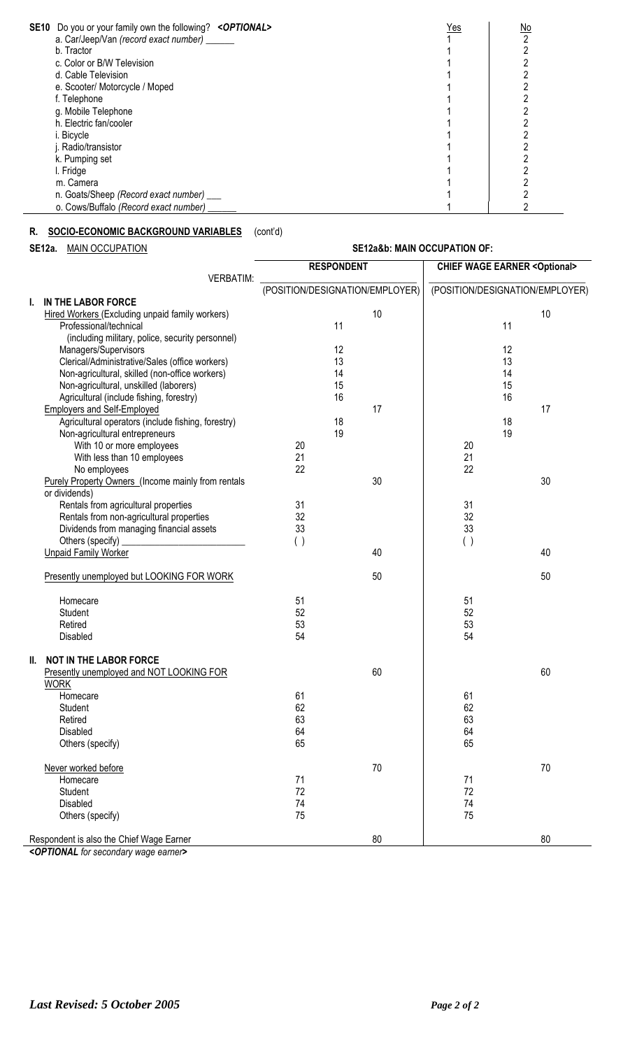| **SE10** Do you or your family own the following? ***<OPTIONAL>*** | Yes | No |
|---|---|---|
| a. Car/Jeep/Van *(record exact number)* ______ | 1 | 2 |
| b. Tractor | 1 | 2 |
| c. Color or B/W Television | 1 | 2 |
| d. Cable Television | 1 | 2 |
| e. Scooter/ Motorcycle / Moped | 1 | 2 |
| f. Telephone | 1 | 2 |
| g. Mobile Telephone | 1 | 2 |
| h. Electric fan/cooler | 1 | 2 |
| i. Bicycle | 1 | 2 |
| j. Radio/transistor | 1 | 2 |
| k. Pumping set | 1 | 2 |
| l. Fridge | 1 | 2 |
| m. Camera | 1 | 2 |
| n. Goats/Sheep *(Record exact number)* ___ | 1 | 2 |
| o. Cows/Buffalo *(Record exact number)* ______ | 1 | 2 |

## R. SOCIO-ECONOMIC BACKGROUND VARIABLES (cont'd)

**SE12a.** MAIN OCCUPATION

| | **SE12a&b: MAIN OCCUPATION OF:** | | | | | |
|---|---|---|---|---|---|---|
| | **RESPONDENT** | | | **CHIEF WAGE EARNER <Optional>** | | |
| VERBATIM: | (POSITION/DESIGNATION/EMPLOYER) | | | (POSITION/DESIGNATION/EMPLOYER) | | |
| **I. IN THE LABOR FORCE** | | | | | | |
| Hired Workers (Excluding unpaid family workers) | | | 10 | | | 10 |
| Professional/technical (including military, police, security personnel) | | 11 | | | 11 | |
| Managers/Supervisors | | 12 | | | 12 | |
| Clerical/Administrative/Sales (office workers) | | 13 | | | 13 | |
| Non-agricultural, skilled (non-office workers) | | 14 | | | 14 | |
| Non-agricultural, unskilled (laborers) | | 15 | | | 15 | |
| Agricultural (include fishing, forestry) | | 16 | | | 16 | |
| Employers and Self-Employed | | | 17 | | | 17 |
| Agricultural operators (include fishing, forestry) | | 18 | | | 18 | |
| Non-agricultural entrepreneurs | | 19 | | | 19 | |
| With 10 or more employees | 20 | | | 20 | | |
| With less than 10 employees | 21 | | | 21 | | |
| No employees | 22 | | | 22 | | |
| Purely Property Owners (Income mainly from rentals or dividends) | | | 30 | | | 30 |
| Rentals from agricultural properties | 31 | | | 31 | | |
| Rentals from non-agricultural properties | 32 | | | 32 | | |
| Dividends from managing financial assets | 33 | | | 33 | | |
| Others (specify) ______________________ | ( ) | | | ( ) | | |
| Unpaid Family Worker | | | 40 | | | 40 |
| Presently unemployed but LOOKING FOR WORK | | | 50 | | | 50 |
| Homecare | 51 | | | 51 | | |
| Student | 52 | | | 52 | | |
| Retired | 53 | | | 53 | | |
| Disabled | 54 | | | 54 | | |
| **II. NOT IN THE LABOR FORCE** | | | | | | |
| Presently unemployed and NOT LOOKING FOR WORK | | | 60 | | | 60 |
| Homecare | 61 | | | 61 | | |
| Student | 62 | | | 62 | | |
| Retired | 63 | | | 63 | | |
| Disabled | 64 | | | 64 | | |
| Others (specify) | 65 | | | 65 | | |
| Never worked before | | | 70 | | | 70 |
| Homecare | 71 | | | 71 | | |
| Student | 72 | | | 72 | | |
| Disabled | 74 | | | 74 | | |
| Others (specify) | 75 | | | 75 | | |
| Respondent is also the Chief Wage Earner | | | 80 | | | 80 |

***<OPTIONAL** for secondary wage earner**>***

***Last Revised: 5 October 2005***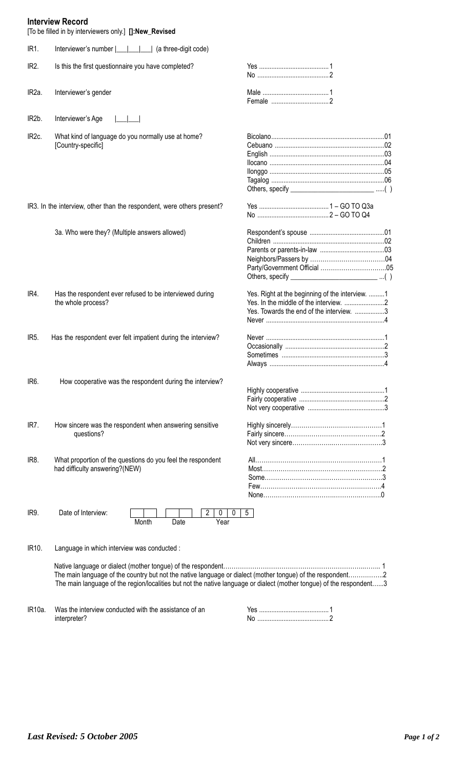## Interview Record

[To be filled in by interviewers only.] **[]:New_Revised**

IR1. Interviewer's number |___|___|___| (a three-digit code)

| | | |
|---|---|---|
| IR2. | Is this the first questionnaire you have completed? | Yes ........................................1<br>No .........................................2 |
| IR2a. | Interviewer's gender | Male ......................................1<br>Female .................................2 |
| IR2b. | Interviewer's Age \|___\|___\| | |
| IR2c. | What kind of language do you normally use at home? [Country-specific] | Bicolano.................................................................01<br>Cebuano ...............................................................02<br>English ..................................................................03<br>Ilocano ..................................................................04<br>Ilonggo ..................................................................05<br>Tagalog .................................................................06<br>Others, specify ________________________ .....( ) |
| IR3. | In the interview, other than the respondent, were others present? | Yes ........................................1 – GO TO Q3a<br>No .........................................2 – GO TO Q4 |
| | 3a. Who were they? (Multiple answers allowed) | Respondent's spouse ...........................................01<br>Children ................................................................02<br>Parents or parents-in-law .....................................03<br>Neighbors/Passers by ……………………………….04<br>Party/Government Official …………………………..05<br>Others, specify ________________________ ....( ) |
| IR4. | Has the respondent ever refused to be interviewed during the whole process? | Yes. Right at the beginning of the interview. .........1<br>Yes. In the middle of the interview. .......................2<br>Yes. Towards the end of the interview. .................3<br>Never ....................................................................4 |
| IR5. | Has the respondent ever felt impatient during the interview? | Never ....................................................................1<br>Occasionally .........................................................2<br>Sometimes ...........................................................3<br>Always ..................................................................4 |
| IR6. | How cooperative was the respondent during the interview? | Highly cooperative ................................................1<br>Fairly cooperative .................................................2<br>Not very cooperative ............................................3 |
| IR7. | How sincere was the respondent when answering sensitive questions? | Highly sincerely……………………………..….……1<br>Fairly sincere………………………………………….2<br>Not very sincere…………………….……..………….3 |
| IR8. | What proportion of the questions do you feel the respondent had difficulty answering?(NEW) | All…………………………………………………….1<br>Most………………………………………………….2<br>Some………………………………………………….3<br>Few…………………………………………………..4<br>None………………………………………………….0 |

IR9. Date of Interview: |__|__| Month |__|__| Date |2|0|0|5| Year

IR10. Language in which interview was conducted :

Native language or dialect (mother tongue) of the respondent…………………………………………………………..……. 1
The main language of the country but not the native language or dialect (mother tongue) of the respondent……………..2
The main language of the region/localities but not the native language or dialect (mother tongue) of the respondent......3

IR10a. Was the interview conducted with the assistance of an interpreter?

Yes ........................................1
No .........................................2

*Last Revised: 5 October 2005*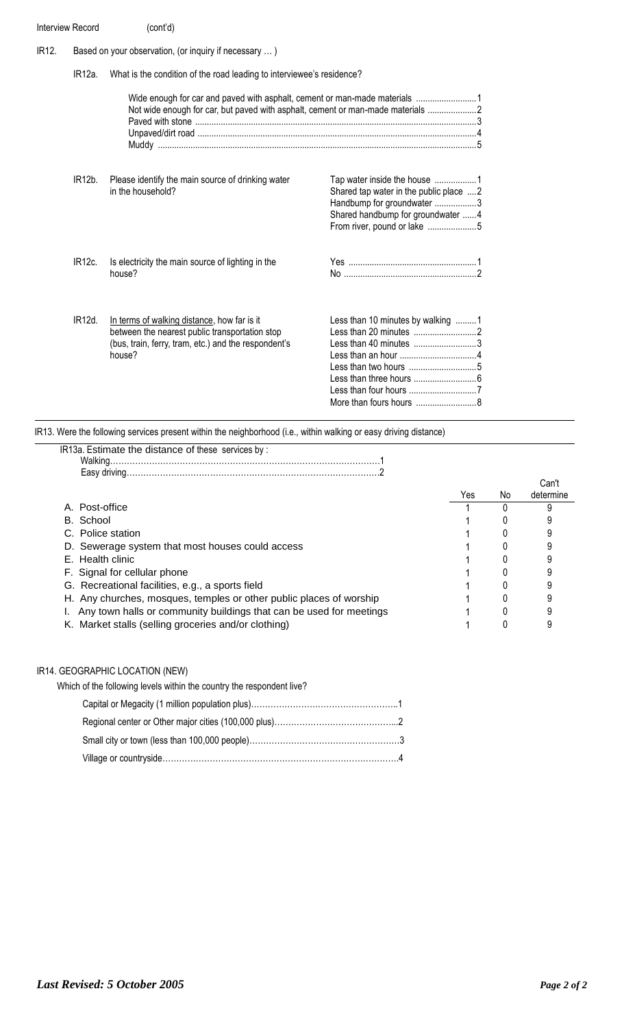Interview Record (cont'd)

IR12. Based on your observation, (or inquiry if necessary … )

IR12a. What is the condition of the road leading to interviewee's residence?

- Wide enough for car and paved with asphalt, cement or man-made materials ........................1
- Not wide enough for car, but paved with asphalt, cement or man-made materials ....................2
- Paved with stone ........................................................................................................3
- Unpaved/dirt road .......................................................................................................4
- Muddy .......................................................................................................................5

IR12b. Please identify the main source of drinking water in the household?

- Tap water inside the house .................1
- Shared tap water in the public place ....2
- Handbump for groundwater .................3
- Shared handbump for groundwater ......4
- From river, pound or lake ....................5

IR12c. Is electricity the main source of lighting in the house?

- Yes .......................................................1
- No .........................................................2

IR12d. In terms of walking distance, how far is it between the nearest public transportation stop (bus, train, ferry, tram, etc.) and the respondent's house?

- Less than 10 minutes by walking .........1
- Less than 20 minutes ..........................2
- Less than 40 minutes ..........................3
- Less than an hour ................................4
- Less than two hours ............................5
- Less than three hours ..........................6
- Less than four hours ............................7
- More than fours hours .........................8

IR13. Were the following services present within the neighborhood (i.e., within walking or easy driving distance)

IR13a. Estimate the distance of these services by :
- Walking………………………………………………………………………1
- Easy driving…………………………………………………………………2

| | Yes | No | Can't determine |
|---|---|---|---|
| A. Post-office | 1 | 0 | 9 |
| B. School | 1 | 0 | 9 |
| C. Police station | 1 | 0 | 9 |
| D. Sewerage system that most houses could access | 1 | 0 | 9 |
| E. Health clinic | 1 | 0 | 9 |
| F. Signal for cellular phone | 1 | 0 | 9 |
| G. Recreational facilities, e.g., a sports field | 1 | 0 | 9 |
| H. Any churches, mosques, temples or other public places of worship | 1 | 0 | 9 |
| I. Any town halls or community buildings that can be used for meetings | 1 | 0 | 9 |
| K. Market stalls (selling groceries and/or clothing) | 1 | 0 | 9 |

IR14. GEOGRAPHIC LOCATION (NEW)

Which of the following levels within the country the respondent live?

- Capital or Megacity (1 million population plus)……………………………………………..1
- Regional center or Other major cities (100,000 plus)……………………………………...2
- Small city or town (less than 100,000 people)………………………………………………3
- Village or countryside…………………………………………………………………………4

*Last Revised: 5 October 2005*